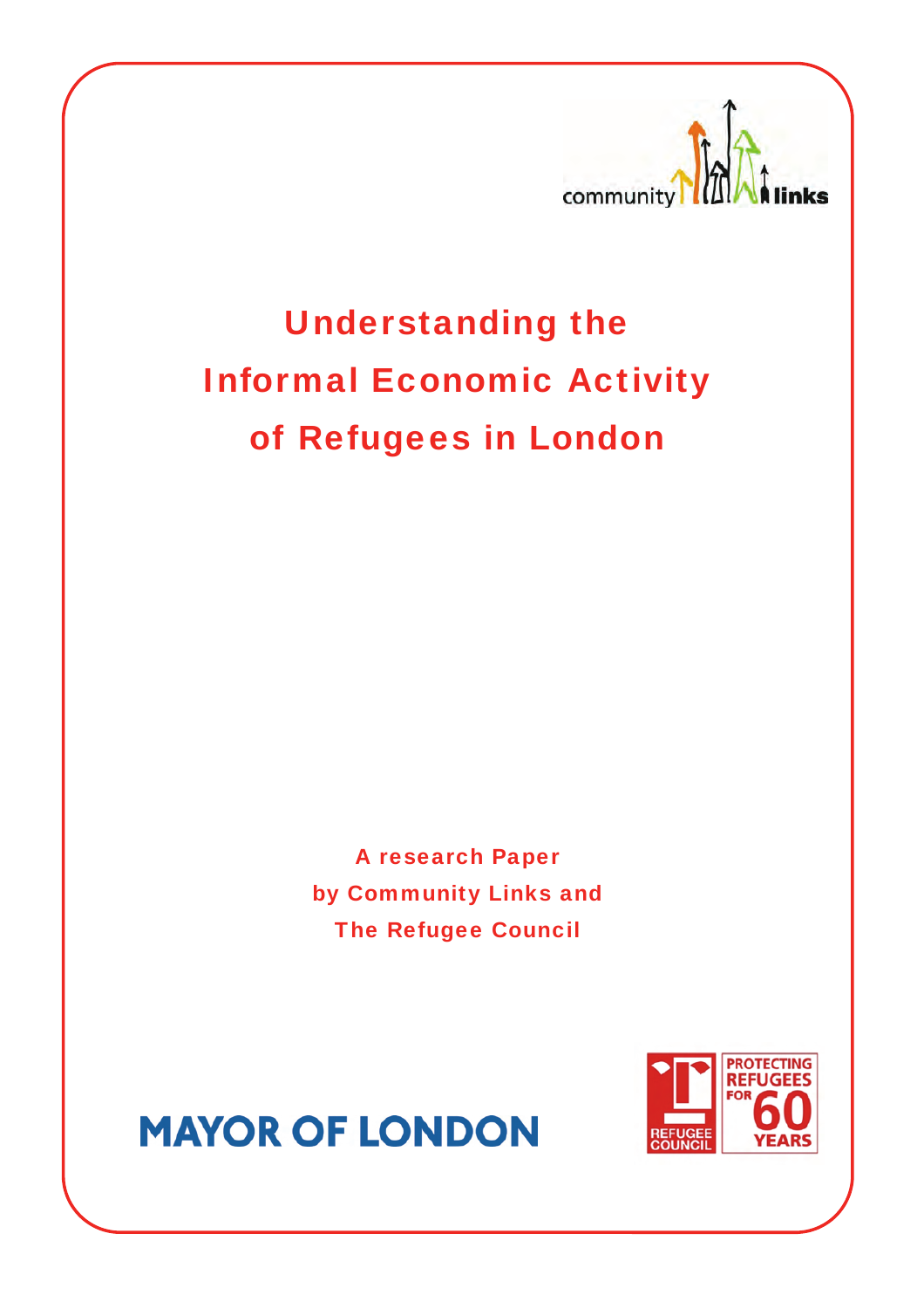community links

# Understanding the Informal Economic Activity of Refugees in London

**A research Paper by Community Links and The Refugee Council**

MAYOR OF LONDON

REFUGEE COUNCIL

PROTECTING REFUGEES FOR 60 YEARS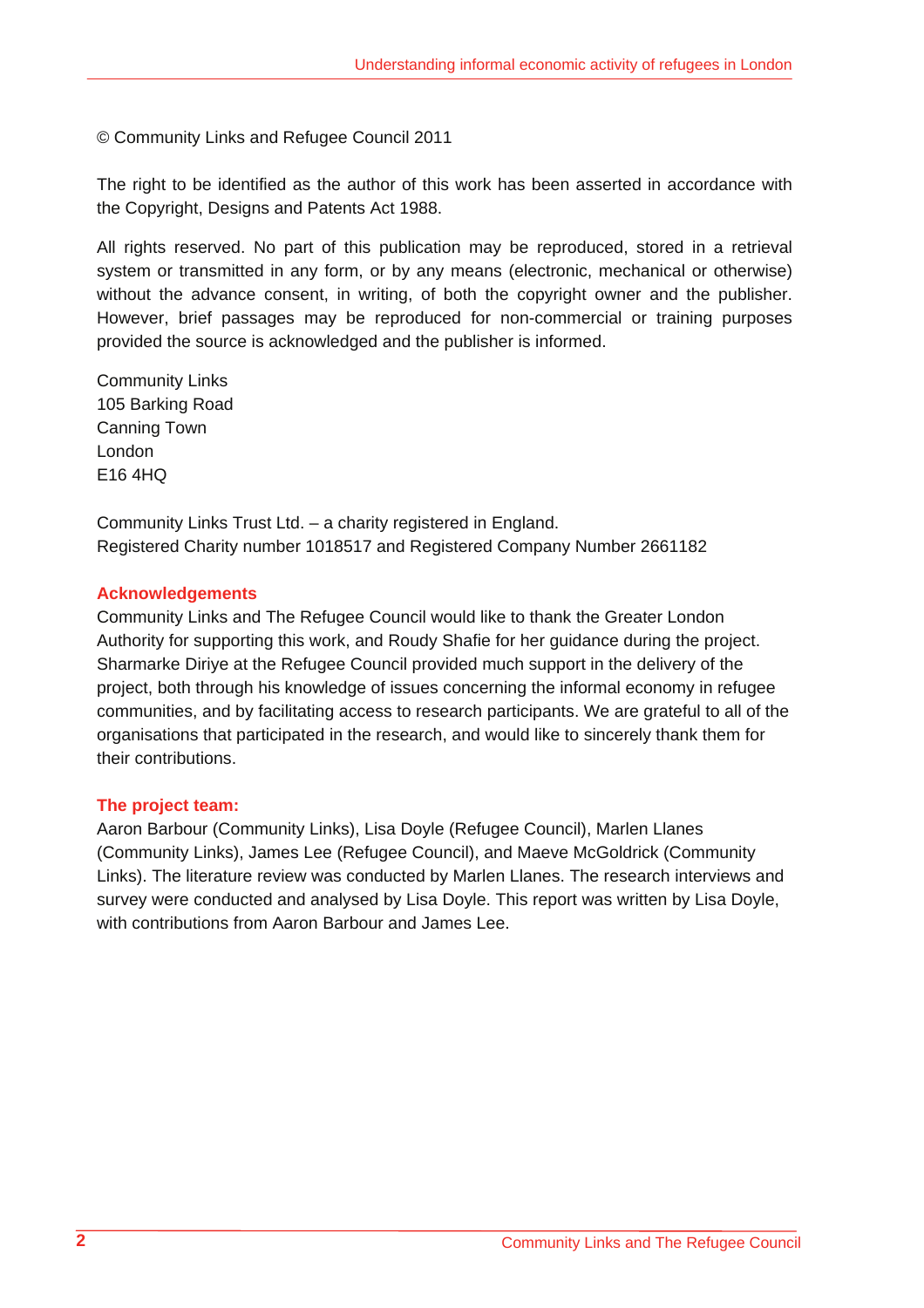© Community Links and Refugee Council 2011

The right to be identified as the author of this work has been asserted in accordance with the Copyright, Designs and Patents Act 1988.

All rights reserved. No part of this publication may be reproduced, stored in a retrieval system or transmitted in any form, or by any means (electronic, mechanical or otherwise) without the advance consent, in writing, of both the copyright owner and the publisher. However, brief passages may be reproduced for non-commercial or training purposes provided the source is acknowledged and the publisher is informed.

Community Links
105 Barking Road
Canning Town
London
E16 4HQ

Community Links Trust Ltd. – a charity registered in England.
Registered Charity number 1018517 and Registered Company Number 2661182

## Acknowledgements

Community Links and The Refugee Council would like to thank the Greater London Authority for supporting this work, and Roudy Shafie for her guidance during the project. Sharmarke Diriye at the Refugee Council provided much support in the delivery of the project, both through his knowledge of issues concerning the informal economy in refugee communities, and by facilitating access to research participants. We are grateful to all of the organisations that participated in the research, and would like to sincerely thank them for their contributions.

## The project team:

Aaron Barbour (Community Links), Lisa Doyle (Refugee Council), Marlen Llanes (Community Links), James Lee (Refugee Council), and Maeve McGoldrick (Community Links). The literature review was conducted by Marlen Llanes. The research interviews and survey were conducted and analysed by Lisa Doyle. This report was written by Lisa Doyle, with contributions from Aaron Barbour and James Lee.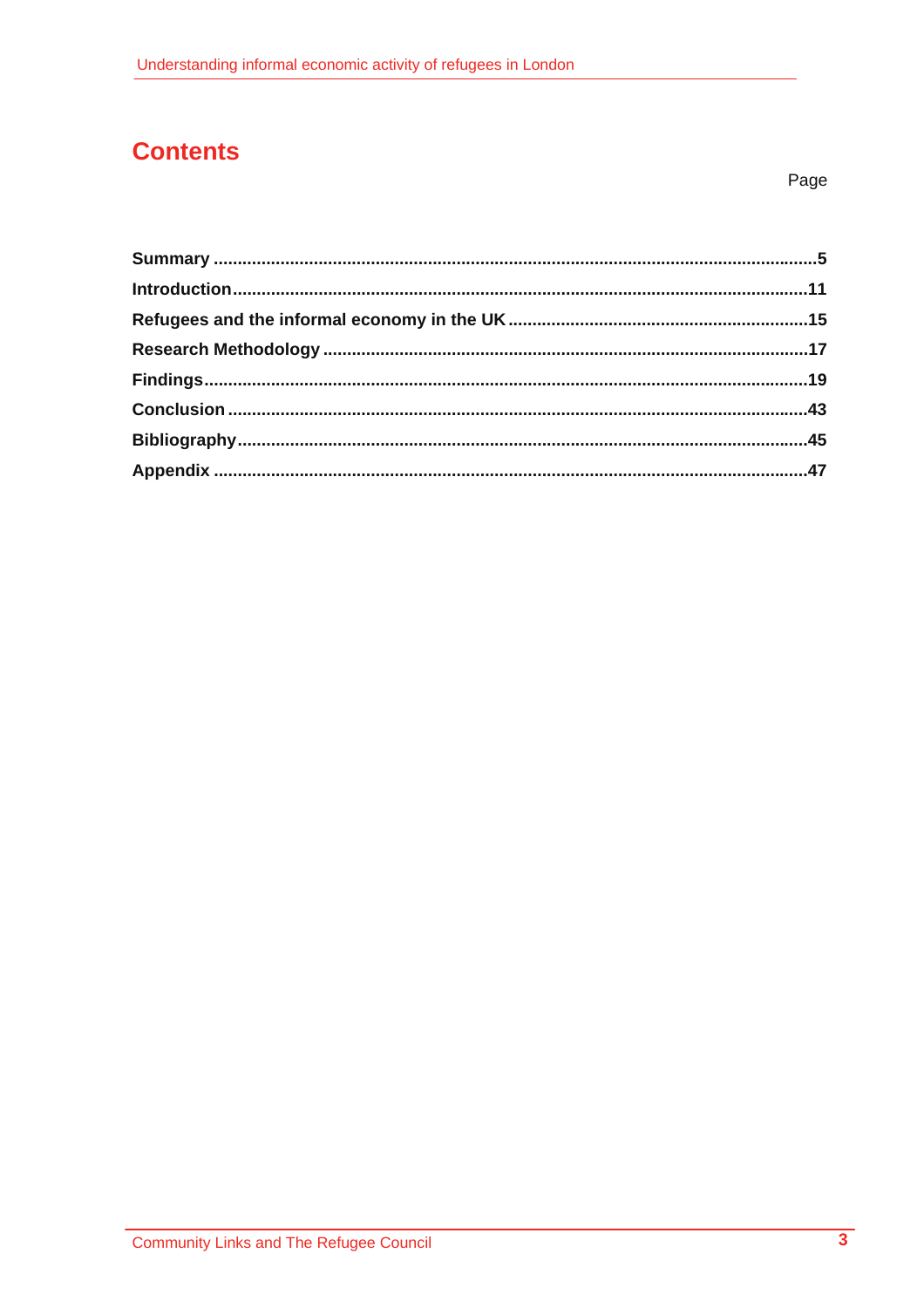# Contents

Page

**Summary** ........................................................................................................................5

**Introduction**....................................................................................................................11

**Refugees and the informal economy in the UK** ..............................................................15

**Research Methodology** .....................................................................................................17

**Findings**..........................................................................................................................19

**Conclusion** .......................................................................................................................43

**Bibliography**.....................................................................................................................45

**Appendix** .........................................................................................................................47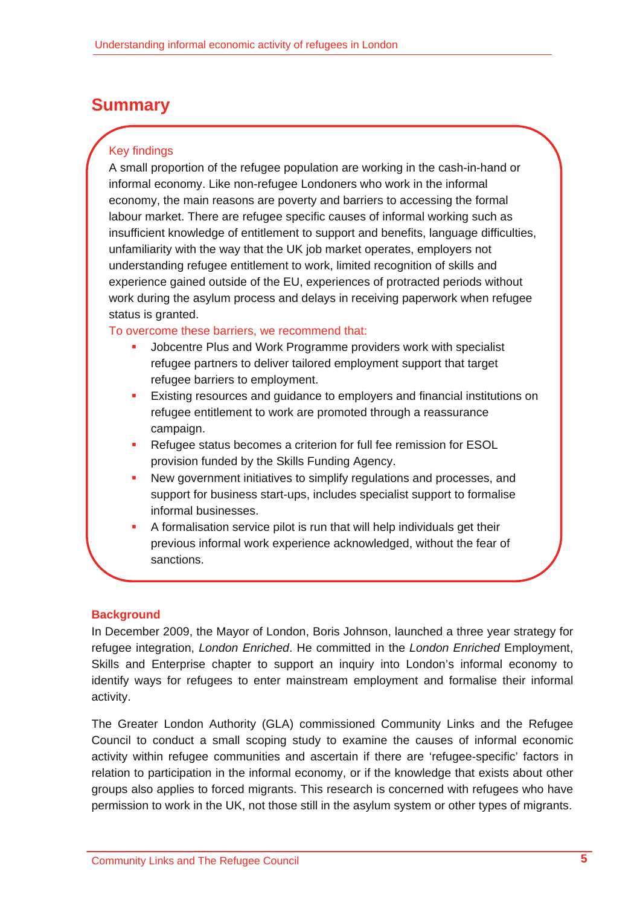## Summary

**Key findings**

A small proportion of the refugee population are working in the cash-in-hand or informal economy. Like non-refugee Londoners who work in the informal economy, the main reasons are poverty and barriers to accessing the formal labour market. There are refugee specific causes of informal working such as insufficient knowledge of entitlement to support and benefits, language difficulties, unfamiliarity with the way that the UK job market operates, employers not understanding refugee entitlement to work, limited recognition of skills and experience gained outside of the EU, experiences of protracted periods without work during the asylum process and delays in receiving paperwork when refugee status is granted.

To overcome these barriers, we recommend that:

- Jobcentre Plus and Work Programme providers work with specialist refugee partners to deliver tailored employment support that target refugee barriers to employment.
- Existing resources and guidance to employers and financial institutions on refugee entitlement to work are promoted through a reassurance campaign.
- Refugee status becomes a criterion for full fee remission for ESOL provision funded by the Skills Funding Agency.
- New government initiatives to simplify regulations and processes, and support for business start-ups, includes specialist support to formalise informal businesses.
- A formalisation service pilot is run that will help individuals get their previous informal work experience acknowledged, without the fear of sanctions.

### Background

In December 2009, the Mayor of London, Boris Johnson, launched a three year strategy for refugee integration, *London Enriched*. He committed in the *London Enriched* Employment, Skills and Enterprise chapter to support an inquiry into London's informal economy to identify ways for refugees to enter mainstream employment and formalise their informal activity.

The Greater London Authority (GLA) commissioned Community Links and the Refugee Council to conduct a small scoping study to examine the causes of informal economic activity within refugee communities and ascertain if there are 'refugee-specific' factors in relation to participation in the informal economy, or if the knowledge that exists about other groups also applies to forced migrants. This research is concerned with refugees who have permission to work in the UK, not those still in the asylum system or other types of migrants.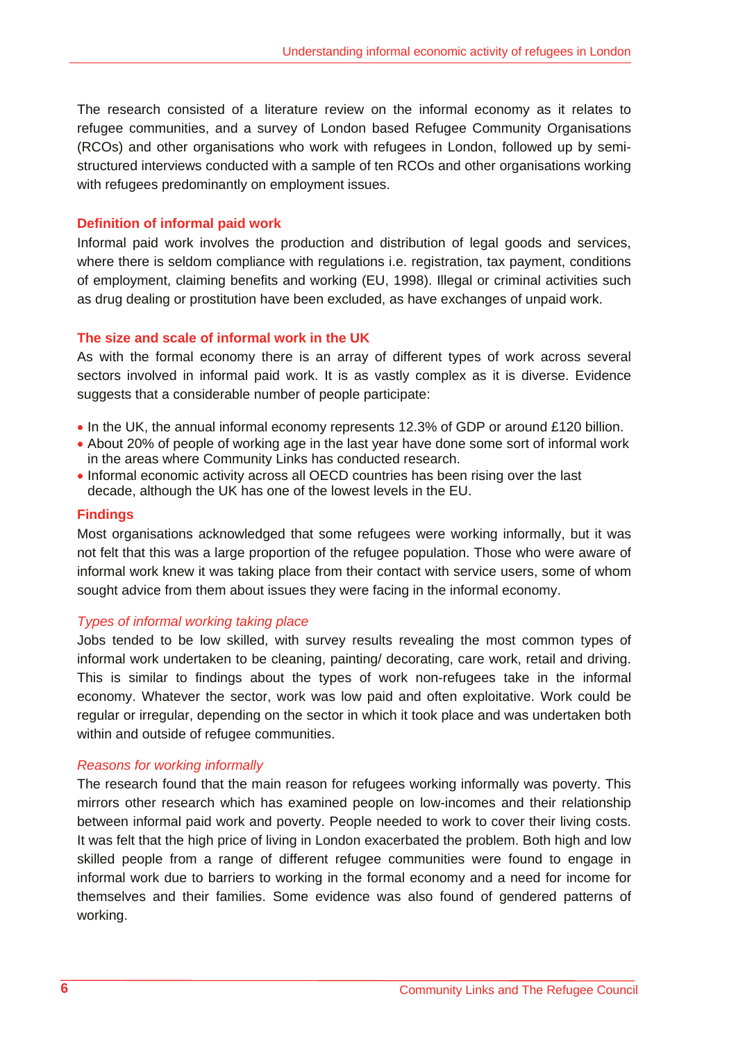The research consisted of a literature review on the informal economy as it relates to refugee communities, and a survey of London based Refugee Community Organisations (RCOs) and other organisations who work with refugees in London, followed up by semi-structured interviews conducted with a sample of ten RCOs and other organisations working with refugees predominantly on employment issues.

## Definition of informal paid work

Informal paid work involves the production and distribution of legal goods and services, where there is seldom compliance with regulations i.e. registration, tax payment, conditions of employment, claiming benefits and working (EU, 1998). Illegal or criminal activities such as drug dealing or prostitution have been excluded, as have exchanges of unpaid work.

## The size and scale of informal work in the UK

As with the formal economy there is an array of different types of work across several sectors involved in informal paid work. It is as vastly complex as it is diverse. Evidence suggests that a considerable number of people participate:

- In the UK, the annual informal economy represents 12.3% of GDP or around £120 billion.
- About 20% of people of working age in the last year have done some sort of informal work in the areas where Community Links has conducted research.
- Informal economic activity across all OECD countries has been rising over the last decade, although the UK has one of the lowest levels in the EU.

## Findings

Most organisations acknowledged that some refugees were working informally, but it was not felt that this was a large proportion of the refugee population. Those who were aware of informal work knew it was taking place from their contact with service users, some of whom sought advice from them about issues they were facing in the informal economy.

### *Types of informal working taking place*

Jobs tended to be low skilled, with survey results revealing the most common types of informal work undertaken to be cleaning, painting/ decorating, care work, retail and driving. This is similar to findings about the types of work non-refugees take in the informal economy. Whatever the sector, work was low paid and often exploitative. Work could be regular or irregular, depending on the sector in which it took place and was undertaken both within and outside of refugee communities.

### *Reasons for working informally*

The research found that the main reason for refugees working informally was poverty. This mirrors other research which has examined people on low-incomes and their relationship between informal paid work and poverty. People needed to work to cover their living costs. It was felt that the high price of living in London exacerbated the problem. Both high and low skilled people from a range of different refugee communities were found to engage in informal work due to barriers to working in the formal economy and a need for income for themselves and their families. Some evidence was also found of gendered patterns of working.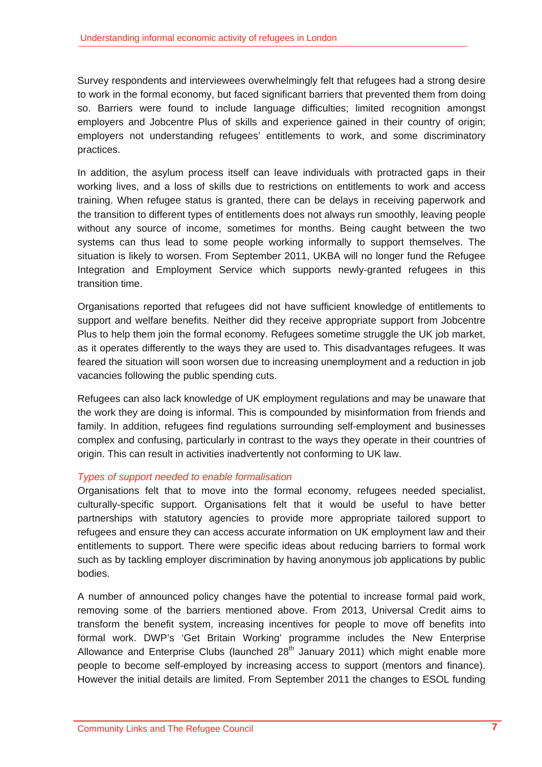Survey respondents and interviewees overwhelmingly felt that refugees had a strong desire to work in the formal economy, but faced significant barriers that prevented them from doing so. Barriers were found to include language difficulties; limited recognition amongst employers and Jobcentre Plus of skills and experience gained in their country of origin; employers not understanding refugees' entitlements to work, and some discriminatory practices.

In addition, the asylum process itself can leave individuals with protracted gaps in their working lives, and a loss of skills due to restrictions on entitlements to work and access training. When refugee status is granted, there can be delays in receiving paperwork and the transition to different types of entitlements does not always run smoothly, leaving people without any source of income, sometimes for months. Being caught between the two systems can thus lead to some people working informally to support themselves. The situation is likely to worsen. From September 2011, UKBA will no longer fund the Refugee Integration and Employment Service which supports newly-granted refugees in this transition time.

Organisations reported that refugees did not have sufficient knowledge of entitlements to support and welfare benefits. Neither did they receive appropriate support from Jobcentre Plus to help them join the formal economy. Refugees sometime struggle the UK job market, as it operates differently to the ways they are used to. This disadvantages refugees. It was feared the situation will soon worsen due to increasing unemployment and a reduction in job vacancies following the public spending cuts.

Refugees can also lack knowledge of UK employment regulations and may be unaware that the work they are doing is informal. This is compounded by misinformation from friends and family. In addition, refugees find regulations surrounding self-employment and businesses complex and confusing, particularly in contrast to the ways they operate in their countries of origin. This can result in activities inadvertently not conforming to UK law.

*Types of support needed to enable formalisation*

Organisations felt that to move into the formal economy, refugees needed specialist, culturally-specific support. Organisations felt that it would be useful to have better partnerships with statutory agencies to provide more appropriate tailored support to refugees and ensure they can access accurate information on UK employment law and their entitlements to support. There were specific ideas about reducing barriers to formal work such as by tackling employer discrimination by having anonymous job applications by public bodies.

A number of announced policy changes have the potential to increase formal paid work, removing some of the barriers mentioned above. From 2013, Universal Credit aims to transform the benefit system, increasing incentives for people to move off benefits into formal work. DWP's 'Get Britain Working' programme includes the New Enterprise Allowance and Enterprise Clubs (launched 28th January 2011) which might enable more people to become self-employed by increasing access to support (mentors and finance). However the initial details are limited. From September 2011 the changes to ESOL funding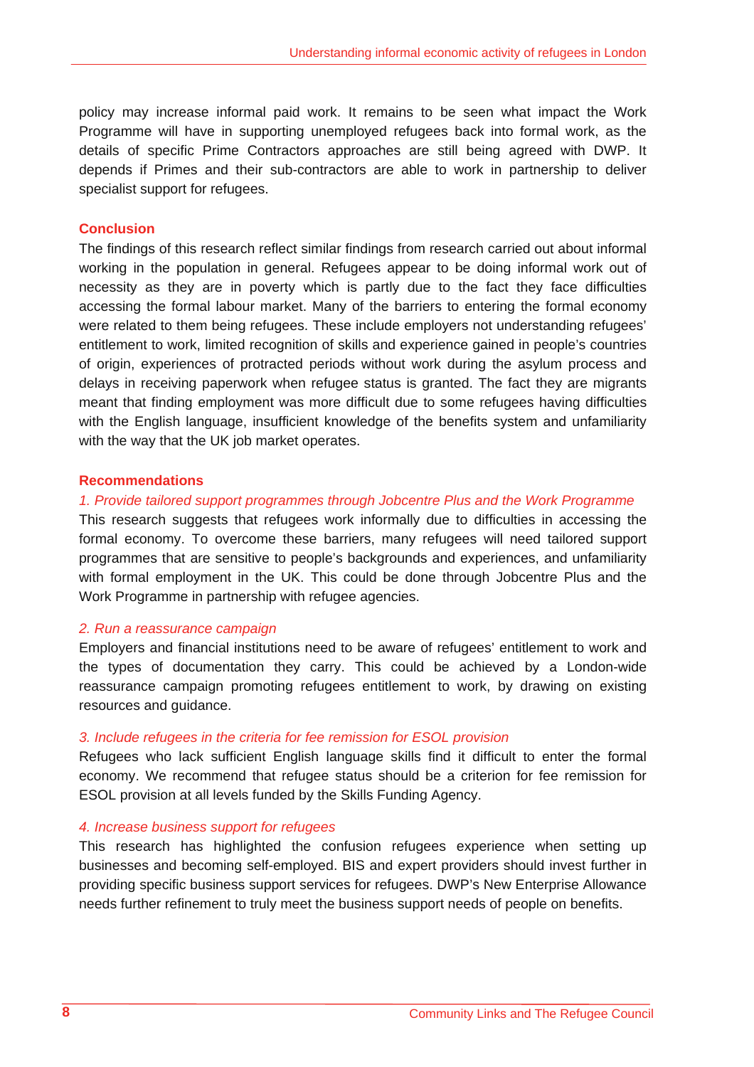policy may increase informal paid work. It remains to be seen what impact the Work Programme will have in supporting unemployed refugees back into formal work, as the details of specific Prime Contractors approaches are still being agreed with DWP. It depends if Primes and their sub-contractors are able to work in partnership to deliver specialist support for refugees.

## Conclusion

The findings of this research reflect similar findings from research carried out about informal working in the population in general. Refugees appear to be doing informal work out of necessity as they are in poverty which is partly due to the fact they face difficulties accessing the formal labour market. Many of the barriers to entering the formal economy were related to them being refugees. These include employers not understanding refugees' entitlement to work, limited recognition of skills and experience gained in people's countries of origin, experiences of protracted periods without work during the asylum process and delays in receiving paperwork when refugee status is granted. The fact they are migrants meant that finding employment was more difficult due to some refugees having difficulties with the English language, insufficient knowledge of the benefits system and unfamiliarity with the way that the UK job market operates.

## Recommendations

### *1. Provide tailored support programmes through Jobcentre Plus and the Work Programme*

This research suggests that refugees work informally due to difficulties in accessing the formal economy. To overcome these barriers, many refugees will need tailored support programmes that are sensitive to people's backgrounds and experiences, and unfamiliarity with formal employment in the UK. This could be done through Jobcentre Plus and the Work Programme in partnership with refugee agencies.

### *2. Run a reassurance campaign*

Employers and financial institutions need to be aware of refugees' entitlement to work and the types of documentation they carry. This could be achieved by a London-wide reassurance campaign promoting refugees entitlement to work, by drawing on existing resources and guidance.

### *3. Include refugees in the criteria for fee remission for ESOL provision*

Refugees who lack sufficient English language skills find it difficult to enter the formal economy. We recommend that refugee status should be a criterion for fee remission for ESOL provision at all levels funded by the Skills Funding Agency.

### *4. Increase business support for refugees*

This research has highlighted the confusion refugees experience when setting up businesses and becoming self-employed. BIS and expert providers should invest further in providing specific business support services for refugees. DWP's New Enterprise Allowance needs further refinement to truly meet the business support needs of people on benefits.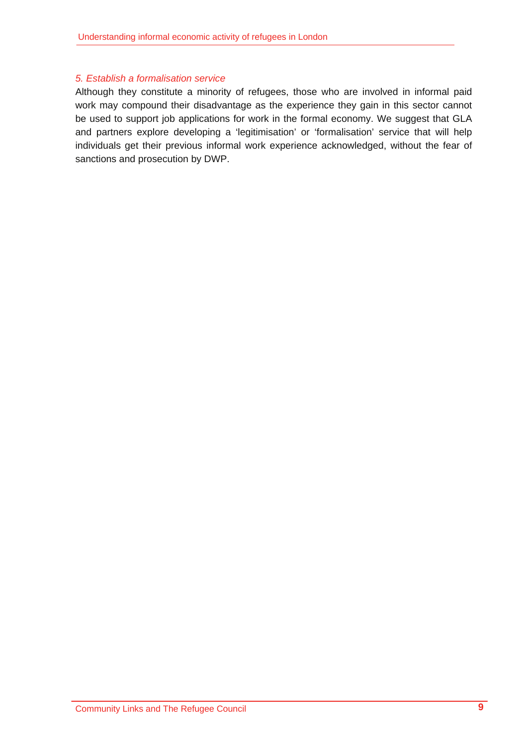*5. Establish a formalisation service*

Although they constitute a minority of refugees, those who are involved in informal paid work may compound their disadvantage as the experience they gain in this sector cannot be used to support job applications for work in the formal economy. We suggest that GLA and partners explore developing a 'legitimisation' or 'formalisation' service that will help individuals get their previous informal work experience acknowledged, without the fear of sanctions and prosecution by DWP.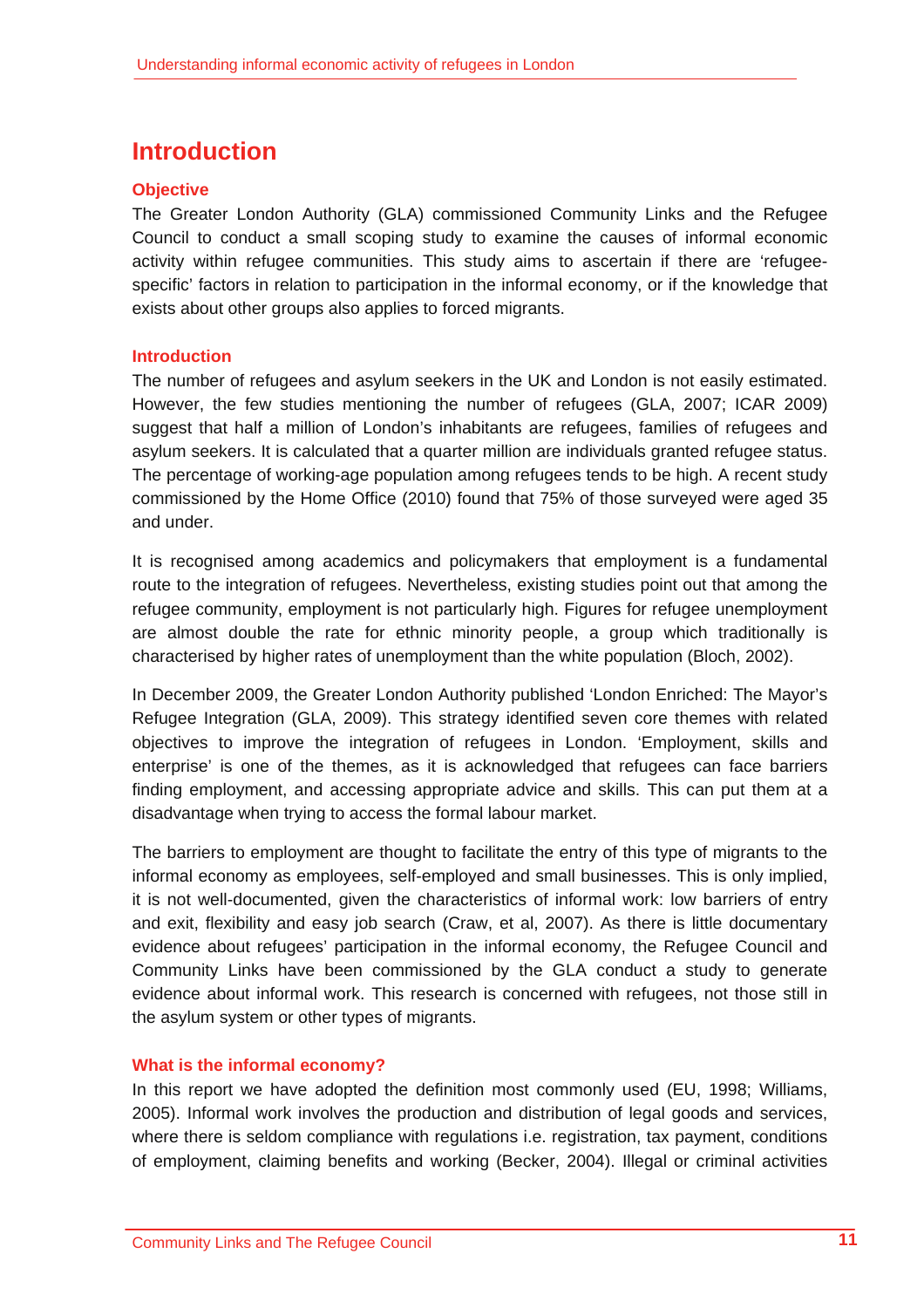# Introduction

## Objective

The Greater London Authority (GLA) commissioned Community Links and the Refugee Council to conduct a small scoping study to examine the causes of informal economic activity within refugee communities. This study aims to ascertain if there are 'refugee-specific' factors in relation to participation in the informal economy, or if the knowledge that exists about other groups also applies to forced migrants.

## Introduction

The number of refugees and asylum seekers in the UK and London is not easily estimated. However, the few studies mentioning the number of refugees (GLA, 2007; ICAR 2009) suggest that half a million of London's inhabitants are refugees, families of refugees and asylum seekers. It is calculated that a quarter million are individuals granted refugee status. The percentage of working-age population among refugees tends to be high. A recent study commissioned by the Home Office (2010) found that 75% of those surveyed were aged 35 and under.

It is recognised among academics and policymakers that employment is a fundamental route to the integration of refugees. Nevertheless, existing studies point out that among the refugee community, employment is not particularly high. Figures for refugee unemployment are almost double the rate for ethnic minority people, a group which traditionally is characterised by higher rates of unemployment than the white population (Bloch, 2002).

In December 2009, the Greater London Authority published 'London Enriched: The Mayor's Refugee Integration (GLA, 2009). This strategy identified seven core themes with related objectives to improve the integration of refugees in London. 'Employment, skills and enterprise' is one of the themes, as it is acknowledged that refugees can face barriers finding employment, and accessing appropriate advice and skills. This can put them at a disadvantage when trying to access the formal labour market.

The barriers to employment are thought to facilitate the entry of this type of migrants to the informal economy as employees, self-employed and small businesses. This is only implied, it is not well-documented, given the characteristics of informal work: low barriers of entry and exit, flexibility and easy job search (Craw, et al, 2007). As there is little documentary evidence about refugees' participation in the informal economy, the Refugee Council and Community Links have been commissioned by the GLA conduct a study to generate evidence about informal work. This research is concerned with refugees, not those still in the asylum system or other types of migrants.

## What is the informal economy?

In this report we have adopted the definition most commonly used (EU, 1998; Williams, 2005). Informal work involves the production and distribution of legal goods and services, where there is seldom compliance with regulations i.e. registration, tax payment, conditions of employment, claiming benefits and working (Becker, 2004). Illegal or criminal activities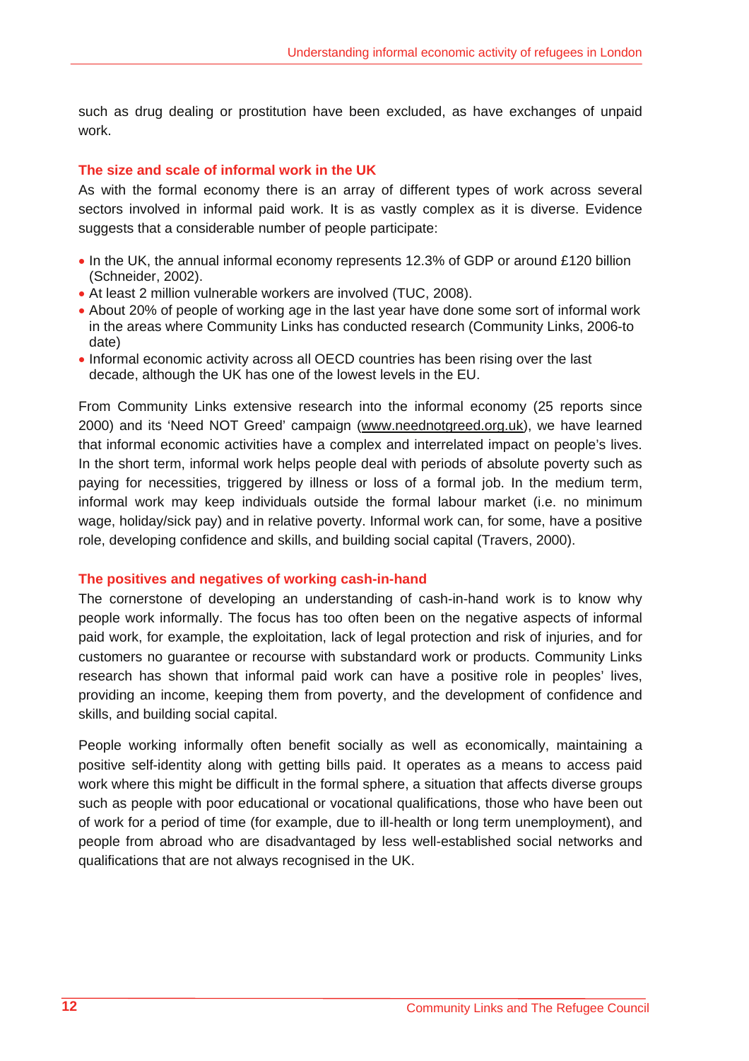such as drug dealing or prostitution have been excluded, as have exchanges of unpaid work.

### The size and scale of informal work in the UK

As with the formal economy there is an array of different types of work across several sectors involved in informal paid work. It is as vastly complex as it is diverse. Evidence suggests that a considerable number of people participate:

- In the UK, the annual informal economy represents 12.3% of GDP or around £120 billion (Schneider, 2002).
- At least 2 million vulnerable workers are involved (TUC, 2008).
- About 20% of people of working age in the last year have done some sort of informal work in the areas where Community Links has conducted research (Community Links, 2006-to date)
- Informal economic activity across all OECD countries has been rising over the last decade, although the UK has one of the lowest levels in the EU.

From Community Links extensive research into the informal economy (25 reports since 2000) and its 'Need NOT Greed' campaign (www.neednotgreed.org.uk), we have learned that informal economic activities have a complex and interrelated impact on people's lives. In the short term, informal work helps people deal with periods of absolute poverty such as paying for necessities, triggered by illness or loss of a formal job. In the medium term, informal work may keep individuals outside the formal labour market (i.e. no minimum wage, holiday/sick pay) and in relative poverty. Informal work can, for some, have a positive role, developing confidence and skills, and building social capital (Travers, 2000).

### The positives and negatives of working cash-in-hand

The cornerstone of developing an understanding of cash-in-hand work is to know why people work informally. The focus has too often been on the negative aspects of informal paid work, for example, the exploitation, lack of legal protection and risk of injuries, and for customers no guarantee or recourse with substandard work or products. Community Links research has shown that informal paid work can have a positive role in peoples' lives, providing an income, keeping them from poverty, and the development of confidence and skills, and building social capital.

People working informally often benefit socially as well as economically, maintaining a positive self-identity along with getting bills paid. It operates as a means to access paid work where this might be difficult in the formal sphere, a situation that affects diverse groups such as people with poor educational or vocational qualifications, those who have been out of work for a period of time (for example, due to ill-health or long term unemployment), and people from abroad who are disadvantaged by less well-established social networks and qualifications that are not always recognised in the UK.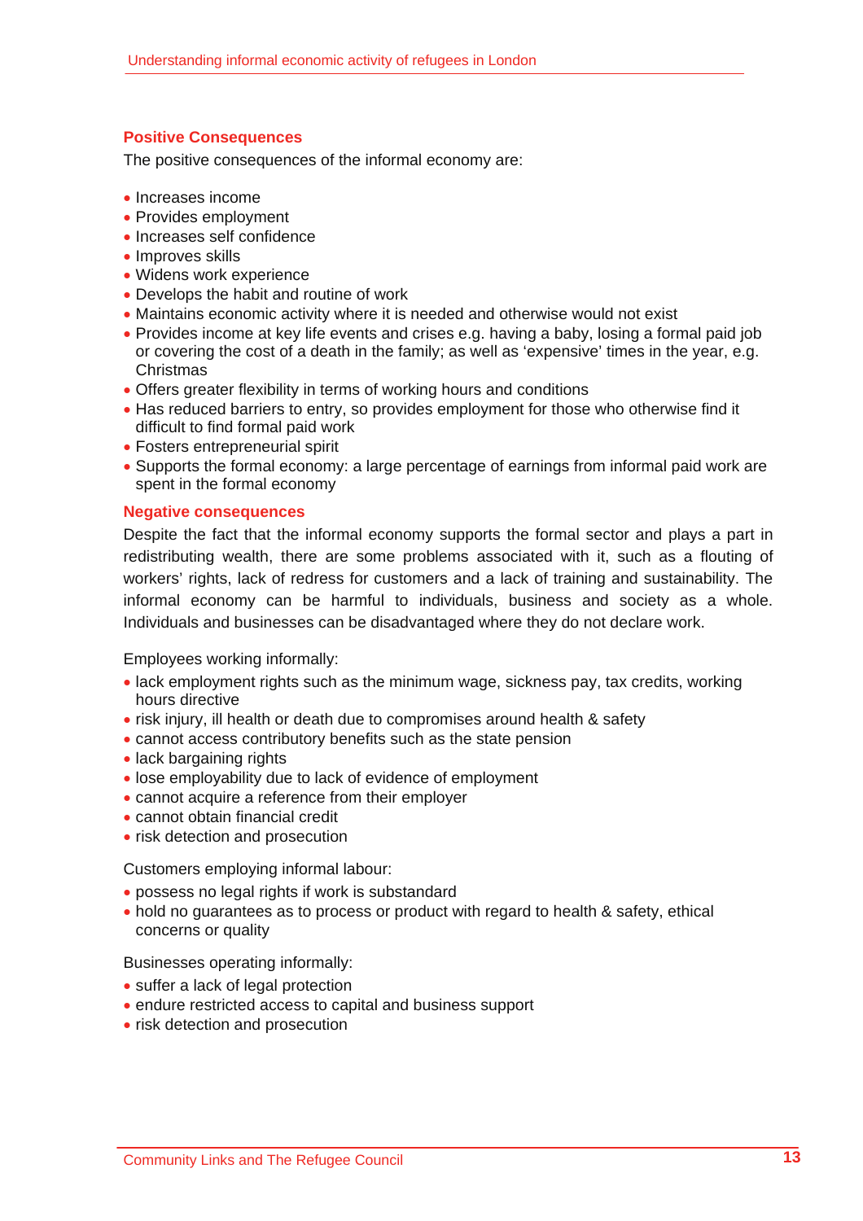### Positive Consequences

The positive consequences of the informal economy are:

- Increases income
- Provides employment
- Increases self confidence
- Improves skills
- Widens work experience
- Develops the habit and routine of work
- Maintains economic activity where it is needed and otherwise would not exist
- Provides income at key life events and crises e.g. having a baby, losing a formal paid job or covering the cost of a death in the family; as well as 'expensive' times in the year, e.g. Christmas
- Offers greater flexibility in terms of working hours and conditions
- Has reduced barriers to entry, so provides employment for those who otherwise find it difficult to find formal paid work
- Fosters entrepreneurial spirit
- Supports the formal economy: a large percentage of earnings from informal paid work are spent in the formal economy

### Negative consequences

Despite the fact that the informal economy supports the formal sector and plays a part in redistributing wealth, there are some problems associated with it, such as a flouting of workers' rights, lack of redress for customers and a lack of training and sustainability. The informal economy can be harmful to individuals, business and society as a whole. Individuals and businesses can be disadvantaged where they do not declare work.

Employees working informally:

- lack employment rights such as the minimum wage, sickness pay, tax credits, working hours directive
- risk injury, ill health or death due to compromises around health & safety
- cannot access contributory benefits such as the state pension
- lack bargaining rights
- lose employability due to lack of evidence of employment
- cannot acquire a reference from their employer
- cannot obtain financial credit
- risk detection and prosecution

Customers employing informal labour:

- possess no legal rights if work is substandard
- hold no guarantees as to process or product with regard to health & safety, ethical concerns or quality

Businesses operating informally:

- suffer a lack of legal protection
- endure restricted access to capital and business support
- risk detection and prosecution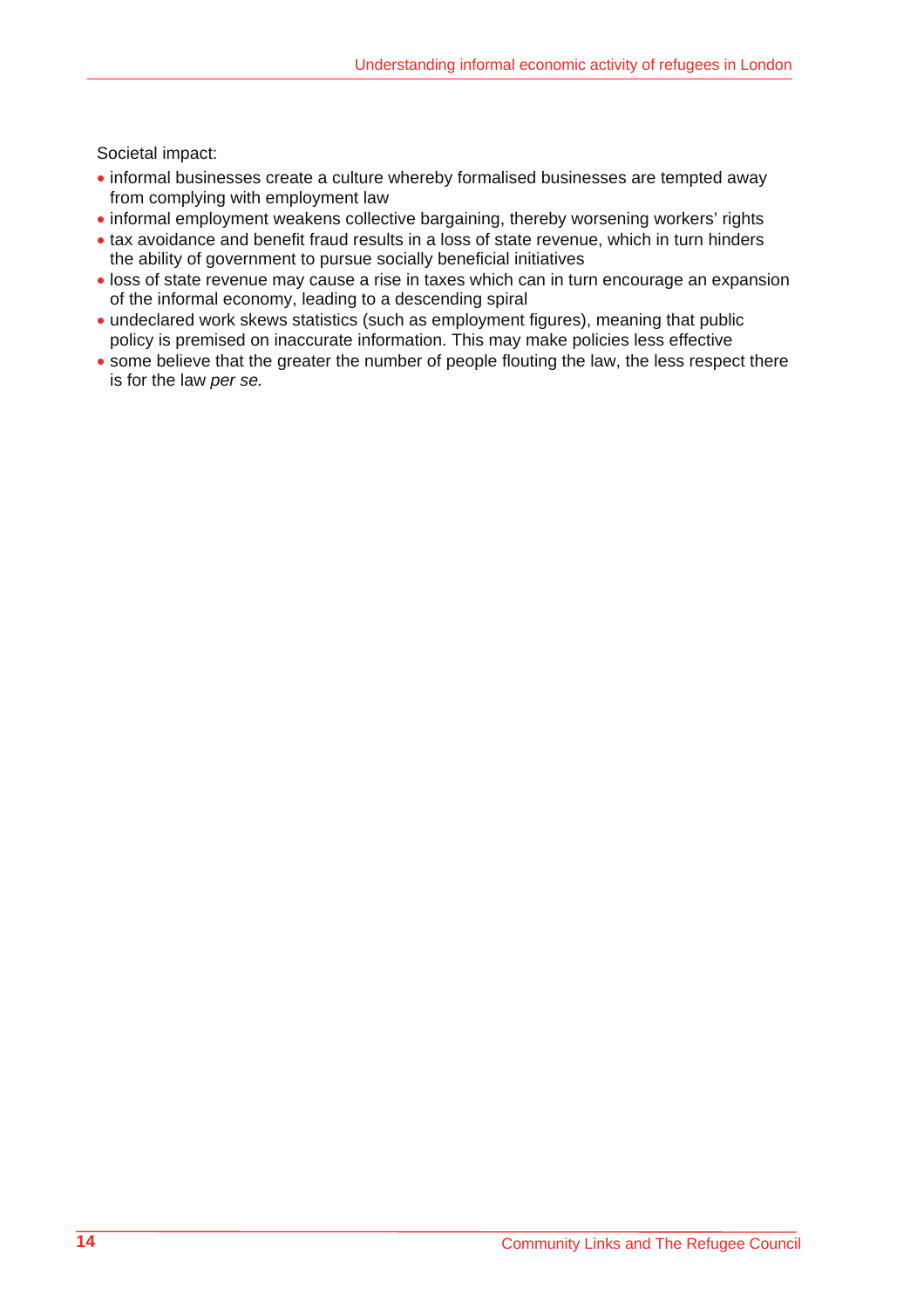Societal impact:

- informal businesses create a culture whereby formalised businesses are tempted away from complying with employment law
- informal employment weakens collective bargaining, thereby worsening workers' rights
- tax avoidance and benefit fraud results in a loss of state revenue, which in turn hinders the ability of government to pursue socially beneficial initiatives
- loss of state revenue may cause a rise in taxes which can in turn encourage an expansion of the informal economy, leading to a descending spiral
- undeclared work skews statistics (such as employment figures), meaning that public policy is premised on inaccurate information. This may make policies less effective
- some believe that the greater the number of people flouting the law, the less respect there is for the law *per se.*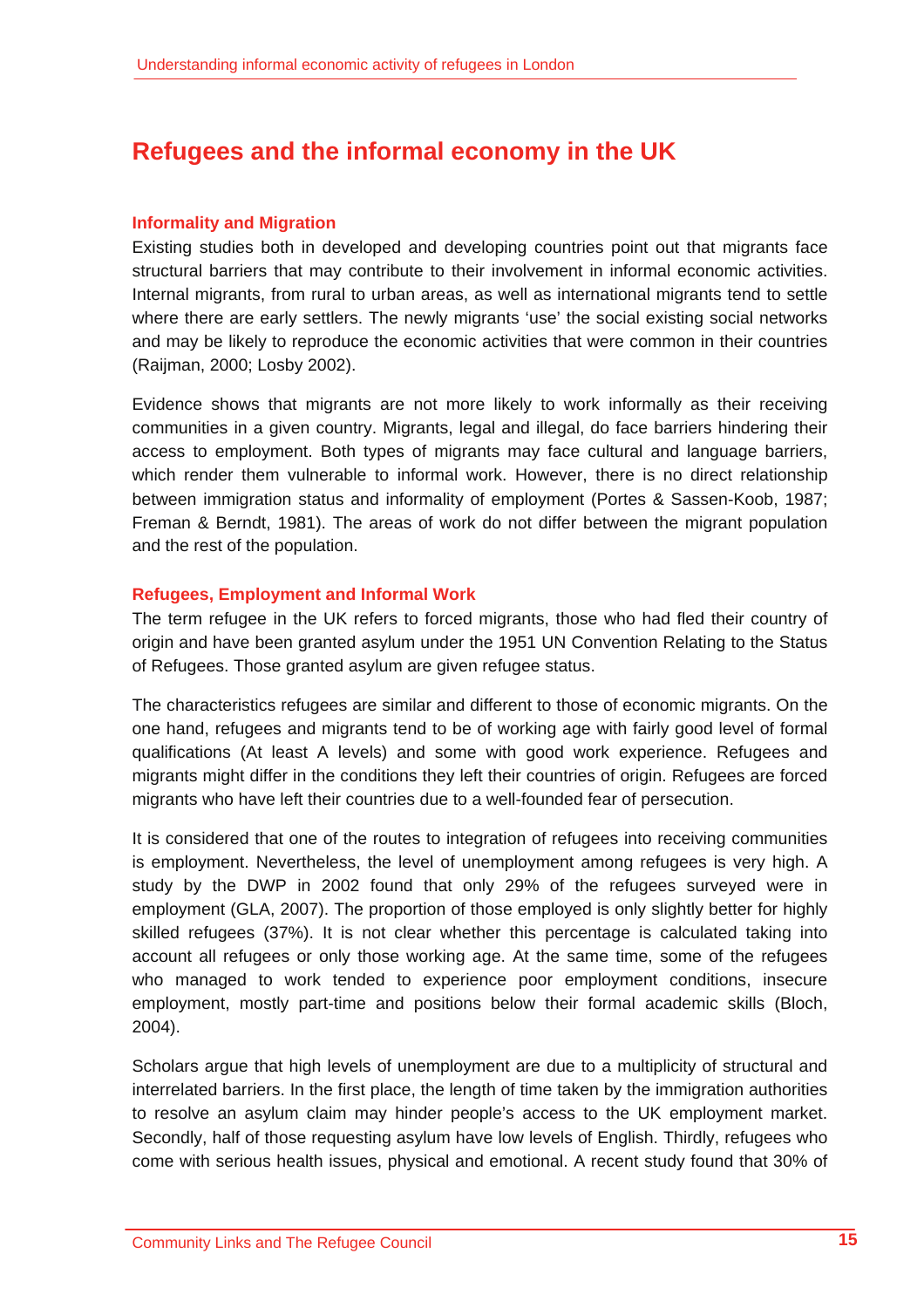# Refugees and the informal economy in the UK

### Informality and Migration

Existing studies both in developed and developing countries point out that migrants face structural barriers that may contribute to their involvement in informal economic activities. Internal migrants, from rural to urban areas, as well as international migrants tend to settle where there are early settlers. The newly migrants 'use' the social existing social networks and may be likely to reproduce the economic activities that were common in their countries (Raijman, 2000; Losby 2002).

Evidence shows that migrants are not more likely to work informally as their receiving communities in a given country. Migrants, legal and illegal, do face barriers hindering their access to employment. Both types of migrants may face cultural and language barriers, which render them vulnerable to informal work. However, there is no direct relationship between immigration status and informality of employment (Portes & Sassen-Koob, 1987; Freman & Berndt, 1981). The areas of work do not differ between the migrant population and the rest of the population.

### Refugees, Employment and Informal Work

The term refugee in the UK refers to forced migrants, those who had fled their country of origin and have been granted asylum under the 1951 UN Convention Relating to the Status of Refugees. Those granted asylum are given refugee status.

The characteristics refugees are similar and different to those of economic migrants. On the one hand, refugees and migrants tend to be of working age with fairly good level of formal qualifications (At least A levels) and some with good work experience. Refugees and migrants might differ in the conditions they left their countries of origin. Refugees are forced migrants who have left their countries due to a well-founded fear of persecution.

It is considered that one of the routes to integration of refugees into receiving communities is employment. Nevertheless, the level of unemployment among refugees is very high. A study by the DWP in 2002 found that only 29% of the refugees surveyed were in employment (GLA, 2007). The proportion of those employed is only slightly better for highly skilled refugees (37%). It is not clear whether this percentage is calculated taking into account all refugees or only those working age. At the same time, some of the refugees who managed to work tended to experience poor employment conditions, insecure employment, mostly part-time and positions below their formal academic skills (Bloch, 2004).

Scholars argue that high levels of unemployment are due to a multiplicity of structural and interrelated barriers. In the first place, the length of time taken by the immigration authorities to resolve an asylum claim may hinder people's access to the UK employment market. Secondly, half of those requesting asylum have low levels of English. Thirdly, refugees who come with serious health issues, physical and emotional. A recent study found that 30% of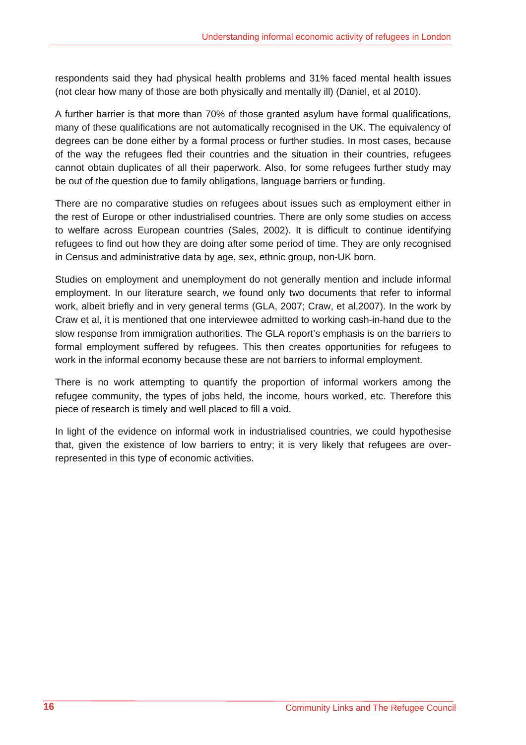respondents said they had physical health problems and 31% faced mental health issues (not clear how many of those are both physically and mentally ill) (Daniel, et al 2010).

A further barrier is that more than 70% of those granted asylum have formal qualifications, many of these qualifications are not automatically recognised in the UK. The equivalency of degrees can be done either by a formal process or further studies. In most cases, because of the way the refugees fled their countries and the situation in their countries, refugees cannot obtain duplicates of all their paperwork. Also, for some refugees further study may be out of the question due to family obligations, language barriers or funding.

There are no comparative studies on refugees about issues such as employment either in the rest of Europe or other industrialised countries. There are only some studies on access to welfare across European countries (Sales, 2002). It is difficult to continue identifying refugees to find out how they are doing after some period of time. They are only recognised in Census and administrative data by age, sex, ethnic group, non-UK born.

Studies on employment and unemployment do not generally mention and include informal employment. In our literature search, we found only two documents that refer to informal work, albeit briefly and in very general terms (GLA, 2007; Craw, et al,2007). In the work by Craw et al, it is mentioned that one interviewee admitted to working cash-in-hand due to the slow response from immigration authorities. The GLA report's emphasis is on the barriers to formal employment suffered by refugees. This then creates opportunities for refugees to work in the informal economy because these are not barriers to informal employment.

There is no work attempting to quantify the proportion of informal workers among the refugee community, the types of jobs held, the income, hours worked, etc. Therefore this piece of research is timely and well placed to fill a void.

In light of the evidence on informal work in industrialised countries, we could hypothesise that, given the existence of low barriers to entry; it is very likely that refugees are over-represented in this type of economic activities.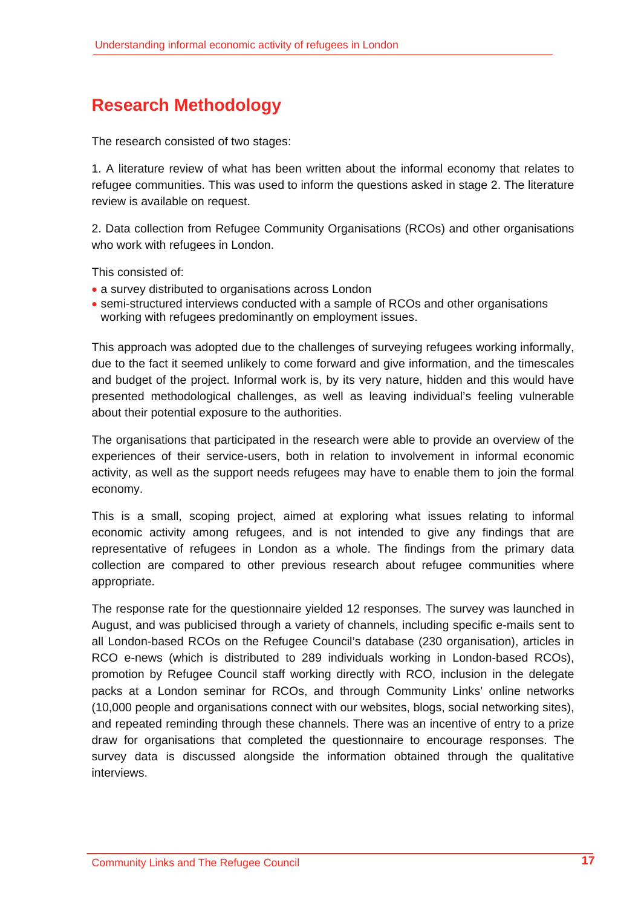# Research Methodology

The research consisted of two stages:

1. A literature review of what has been written about the informal economy that relates to refugee communities. This was used to inform the questions asked in stage 2. The literature review is available on request.

2. Data collection from Refugee Community Organisations (RCOs) and other organisations who work with refugees in London.

This consisted of:

- a survey distributed to organisations across London
- semi-structured interviews conducted with a sample of RCOs and other organisations working with refugees predominantly on employment issues.

This approach was adopted due to the challenges of surveying refugees working informally, due to the fact it seemed unlikely to come forward and give information, and the timescales and budget of the project. Informal work is, by its very nature, hidden and this would have presented methodological challenges, as well as leaving individual's feeling vulnerable about their potential exposure to the authorities.

The organisations that participated in the research were able to provide an overview of the experiences of their service-users, both in relation to involvement in informal economic activity, as well as the support needs refugees may have to enable them to join the formal economy.

This is a small, scoping project, aimed at exploring what issues relating to informal economic activity among refugees, and is not intended to give any findings that are representative of refugees in London as a whole. The findings from the primary data collection are compared to other previous research about refugee communities where appropriate.

The response rate for the questionnaire yielded 12 responses. The survey was launched in August, and was publicised through a variety of channels, including specific e-mails sent to all London-based RCOs on the Refugee Council's database (230 organisation), articles in RCO e-news (which is distributed to 289 individuals working in London-based RCOs), promotion by Refugee Council staff working directly with RCO, inclusion in the delegate packs at a London seminar for RCOs, and through Community Links' online networks (10,000 people and organisations connect with our websites, blogs, social networking sites), and repeated reminding through these channels. There was an incentive of entry to a prize draw for organisations that completed the questionnaire to encourage responses. The survey data is discussed alongside the information obtained through the qualitative interviews.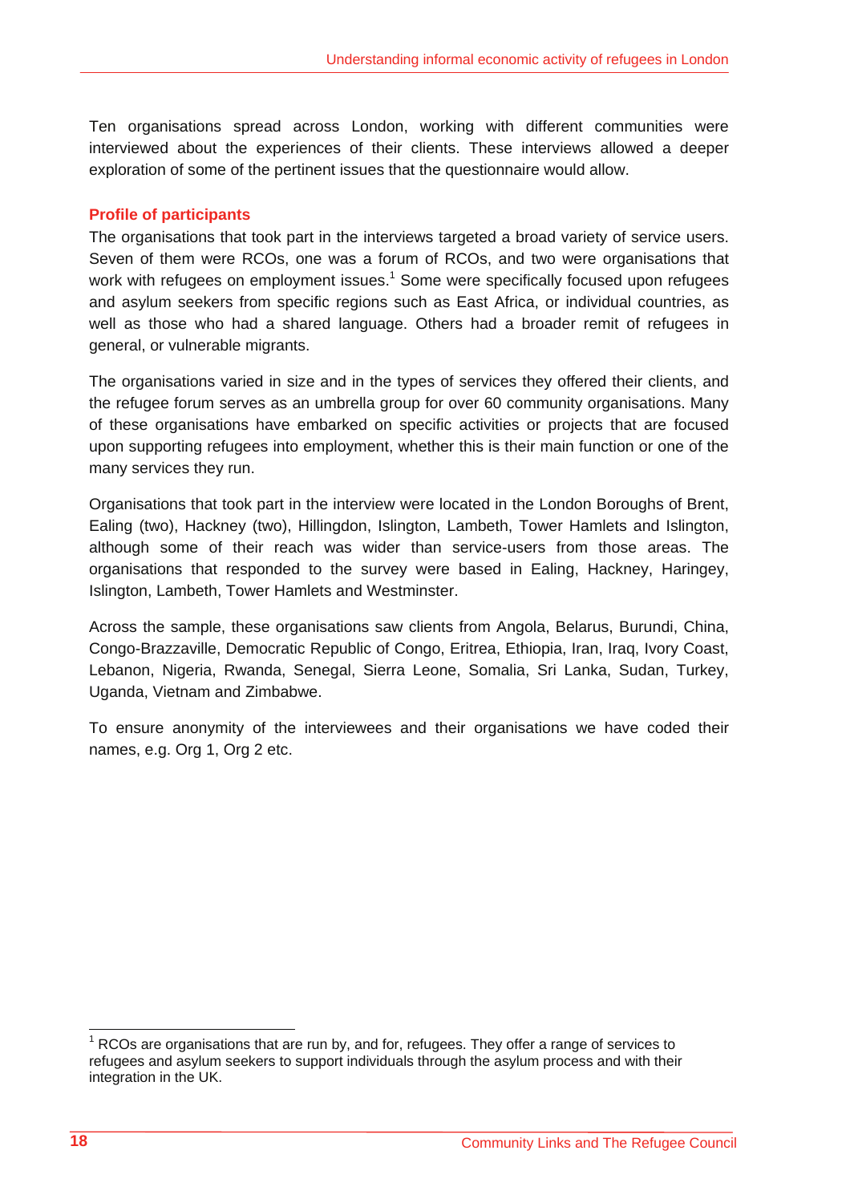Ten organisations spread across London, working with different communities were interviewed about the experiences of their clients. These interviews allowed a deeper exploration of some of the pertinent issues that the questionnaire would allow.

### Profile of participants

The organisations that took part in the interviews targeted a broad variety of service users. Seven of them were RCOs, one was a forum of RCOs, and two were organisations that work with refugees on employment issues.[1] Some were specifically focused upon refugees and asylum seekers from specific regions such as East Africa, or individual countries, as well as those who had a shared language. Others had a broader remit of refugees in general, or vulnerable migrants.

The organisations varied in size and in the types of services they offered their clients, and the refugee forum serves as an umbrella group for over 60 community organisations. Many of these organisations have embarked on specific activities or projects that are focused upon supporting refugees into employment, whether this is their main function or one of the many services they run.

Organisations that took part in the interview were located in the London Boroughs of Brent, Ealing (two), Hackney (two), Hillingdon, Islington, Lambeth, Tower Hamlets and Islington, although some of their reach was wider than service-users from those areas. The organisations that responded to the survey were based in Ealing, Hackney, Haringey, Islington, Lambeth, Tower Hamlets and Westminster.

Across the sample, these organisations saw clients from Angola, Belarus, Burundi, China, Congo-Brazzaville, Democratic Republic of Congo, Eritrea, Ethiopia, Iran, Iraq, Ivory Coast, Lebanon, Nigeria, Rwanda, Senegal, Sierra Leone, Somalia, Sri Lanka, Sudan, Turkey, Uganda, Vietnam and Zimbabwe.

To ensure anonymity of the interviewees and their organisations we have coded their names, e.g. Org 1, Org 2 etc.

---

[1] RCOs are organisations that are run by, and for, refugees. They offer a range of services to refugees and asylum seekers to support individuals through the asylum process and with their integration in the UK.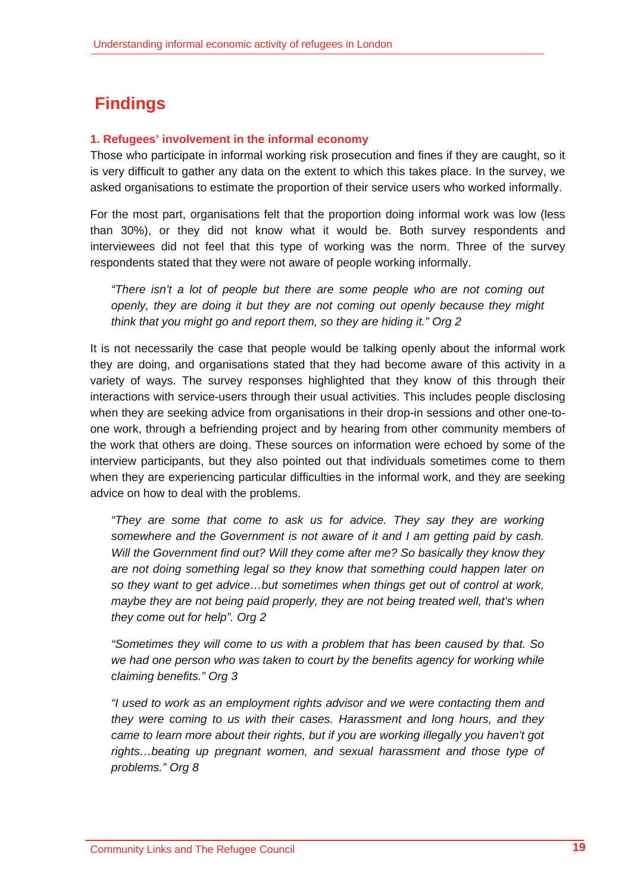# Findings

### 1. Refugees' involvement in the informal economy

Those who participate in informal working risk prosecution and fines if they are caught, so it is very difficult to gather any data on the extent to which this takes place. In the survey, we asked organisations to estimate the proportion of their service users who worked informally.

For the most part, organisations felt that the proportion doing informal work was low (less than 30%), or they did not know what it would be. Both survey respondents and interviewees did not feel that this type of working was the norm. Three of the survey respondents stated that they were not aware of people working informally.

> *"There isn't a lot of people but there are some people who are not coming out openly, they are doing it but they are not coming out openly because they might think that you might go and report them, so they are hiding it." Org 2*

It is not necessarily the case that people would be talking openly about the informal work they are doing, and organisations stated that they had become aware of this activity in a variety of ways. The survey responses highlighted that they know of this through their interactions with service-users through their usual activities. This includes people disclosing when they are seeking advice from organisations in their drop-in sessions and other one-to-one work, through a befriending project and by hearing from other community members of the work that others are doing. These sources on information were echoed by some of the interview participants, but they also pointed out that individuals sometimes come to them when they are experiencing particular difficulties in the informal work, and they are seeking advice on how to deal with the problems.

> *"They are some that come to ask us for advice. They say they are working somewhere and the Government is not aware of it and I am getting paid by cash. Will the Government find out? Will they come after me? So basically they know they are not doing something legal so they know that something could happen later on so they want to get advice…but sometimes when things get out of control at work, maybe they are not being paid properly, they are not being treated well, that's when they come out for help". Org 2*

> *"Sometimes they will come to us with a problem that has been caused by that. So we had one person who was taken to court by the benefits agency for working while claiming benefits." Org 3*

> *"I used to work as an employment rights advisor and we were contacting them and they were coming to us with their cases. Harassment and long hours, and they came to learn more about their rights, but if you are working illegally you haven't got rights…beating up pregnant women, and sexual harassment and those type of problems." Org 8*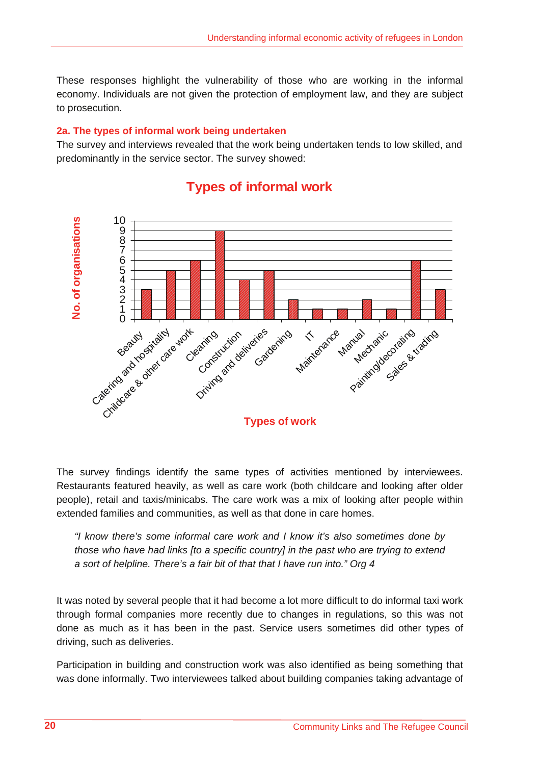These responses highlight the vulnerability of those who are working in the informal economy. Individuals are not given the protection of employment law, and they are subject to prosecution.

### 2a. The types of informal work being undertaken

The survey and interviews revealed that the work being undertaken tends to low skilled, and predominantly in the service sector. The survey showed:

**Types of informal work**

| Types of work | No. of organisations |
|---|---|
| Beauty | 3 |
| Catering and hospitality | 5 |
| Childcare & other care work | 6 |
| Cleaning | 9 |
| Construction | 4 |
| Driving and deliveries | 5 |
| Gardening | 2 |
| IT | 1 |
| Maintenance | 1 |
| Manual | 2 |
| Mechanic | 1 |
| Painting/decorating | 6 |
| Sales & trading | 3 |

The survey findings identify the same types of activities mentioned by interviewees. Restaurants featured heavily, as well as care work (both childcare and looking after older people), retail and taxis/minicabs. The care work was a mix of looking after people within extended families and communities, as well as that done in care homes.

> *"I know there's some informal care work and I know it's also sometimes done by those who have had links [to a specific country] in the past who are trying to extend a sort of helpline. There's a fair bit of that that I have run into." Org 4*

It was noted by several people that it had become a lot more difficult to do informal taxi work through formal companies more recently due to changes in regulations, so this was not done as much as it has been in the past. Service users sometimes did other types of driving, such as deliveries.

Participation in building and construction work was also identified as being something that was done informally. Two interviewees talked about building companies taking advantage of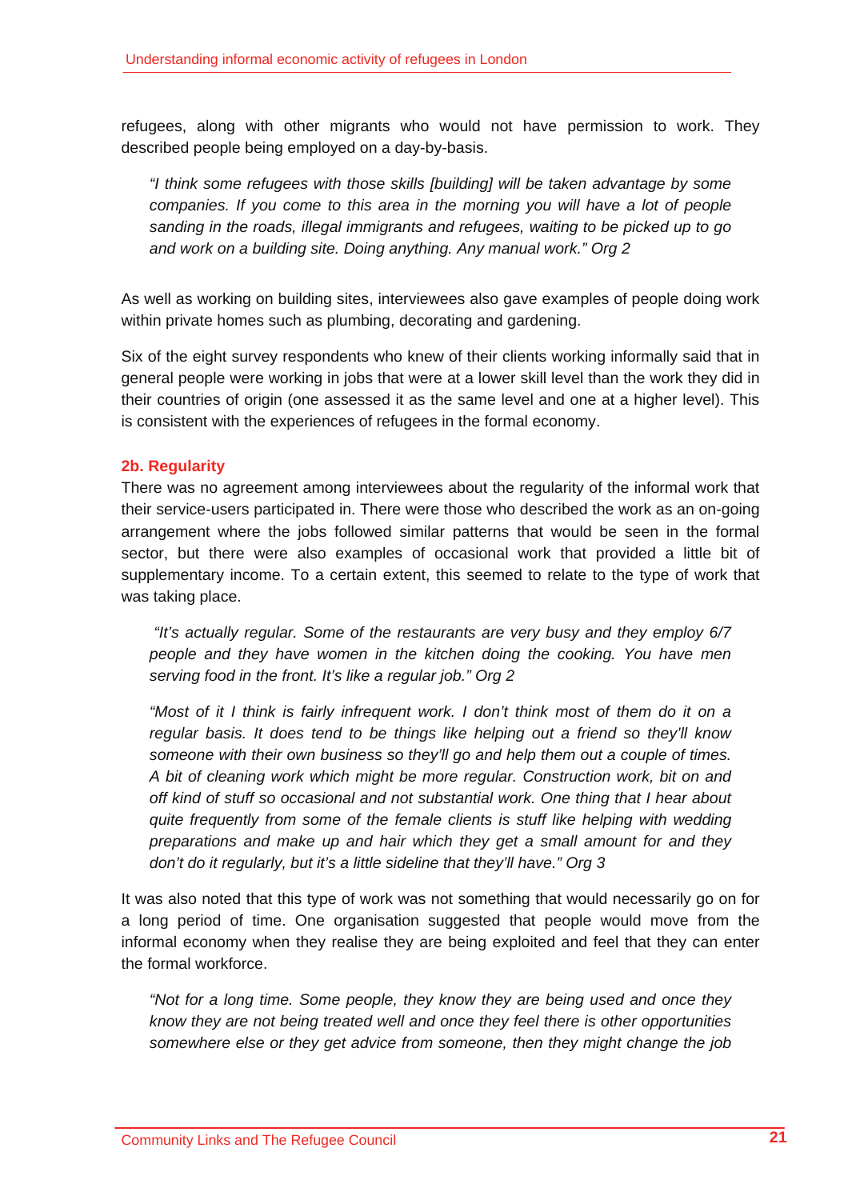refugees, along with other migrants who would not have permission to work. They described people being employed on a day-by-basis.

> *"I think some refugees with those skills [building] will be taken advantage by some companies. If you come to this area in the morning you will have a lot of people sanding in the roads, illegal immigrants and refugees, waiting to be picked up to go and work on a building site. Doing anything. Any manual work." Org 2*

As well as working on building sites, interviewees also gave examples of people doing work within private homes such as plumbing, decorating and gardening.

Six of the eight survey respondents who knew of their clients working informally said that in general people were working in jobs that were at a lower skill level than the work they did in their countries of origin (one assessed it as the same level and one at a higher level). This is consistent with the experiences of refugees in the formal economy.

### 2b. Regularity

There was no agreement among interviewees about the regularity of the informal work that their service-users participated in. There were those who described the work as an on-going arrangement where the jobs followed similar patterns that would be seen in the formal sector, but there were also examples of occasional work that provided a little bit of supplementary income. To a certain extent, this seemed to relate to the type of work that was taking place.

> *"It's actually regular. Some of the restaurants are very busy and they employ 6/7 people and they have women in the kitchen doing the cooking. You have men serving food in the front. It's like a regular job." Org 2*

> *"Most of it I think is fairly infrequent work. I don't think most of them do it on a regular basis. It does tend to be things like helping out a friend so they'll know someone with their own business so they'll go and help them out a couple of times. A bit of cleaning work which might be more regular. Construction work, bit on and off kind of stuff so occasional and not substantial work. One thing that I hear about quite frequently from some of the female clients is stuff like helping with wedding preparations and make up and hair which they get a small amount for and they don't do it regularly, but it's a little sideline that they'll have." Org 3*

It was also noted that this type of work was not something that would necessarily go on for a long period of time. One organisation suggested that people would move from the informal economy when they realise they are being exploited and feel that they can enter the formal workforce.

> *"Not for a long time. Some people, they know they are being used and once they know they are not being treated well and once they feel there is other opportunities somewhere else or they get advice from someone, then they might change the job*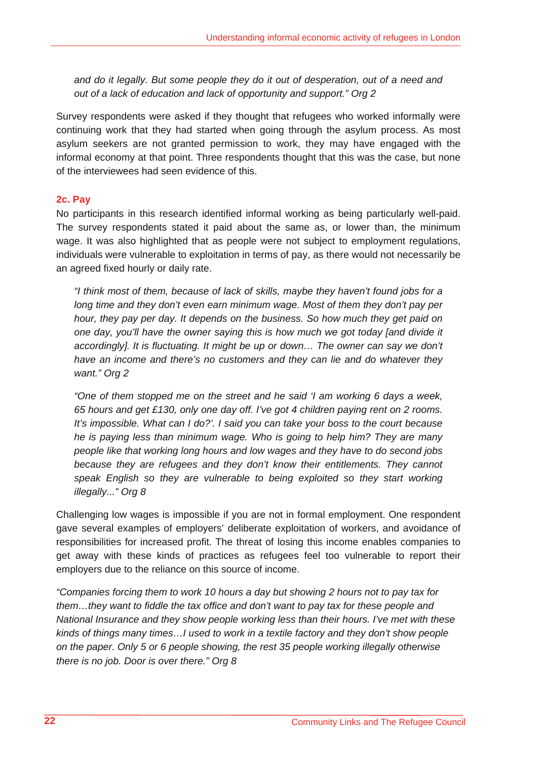*and do it legally. But some people they do it out of desperation, out of a need and out of a lack of education and lack of opportunity and support." Org 2*

Survey respondents were asked if they thought that refugees who worked informally were continuing work that they had started when going through the asylum process. As most asylum seekers are not granted permission to work, they may have engaged with the informal economy at that point. Three respondents thought that this was the case, but none of the interviewees had seen evidence of this.

### 2c. Pay

No participants in this research identified informal working as being particularly well-paid. The survey respondents stated it paid about the same as, or lower than, the minimum wage. It was also highlighted that as people were not subject to employment regulations, individuals were vulnerable to exploitation in terms of pay, as there would not necessarily be an agreed fixed hourly or daily rate.

> *"I think most of them, because of lack of skills, maybe they haven't found jobs for a long time and they don't even earn minimum wage. Most of them they don't pay per hour, they pay per day. It depends on the business. So how much they get paid on one day, you'll have the owner saying this is how much we got today [and divide it accordingly]. It is fluctuating. It might be up or down… The owner can say we don't have an income and there's no customers and they can lie and do whatever they want." Org 2*

> *"One of them stopped me on the street and he said 'I am working 6 days a week, 65 hours and get £130, only one day off. I've got 4 children paying rent on 2 rooms. It's impossible. What can I do?'. I said you can take your boss to the court because he is paying less than minimum wage. Who is going to help him? They are many people like that working long hours and low wages and they have to do second jobs because they are refugees and they don't know their entitlements. They cannot speak English so they are vulnerable to being exploited so they start working illegally..." Org 8*

Challenging low wages is impossible if you are not in formal employment. One respondent gave several examples of employers' deliberate exploitation of workers, and avoidance of responsibilities for increased profit. The threat of losing this income enables companies to get away with these kinds of practices as refugees feel too vulnerable to report their employers due to the reliance on this source of income.

*"Companies forcing them to work 10 hours a day but showing 2 hours not to pay tax for them…they want to fiddle the tax office and don't want to pay tax for these people and National Insurance and they show people working less than their hours. I've met with these kinds of things many times…I used to work in a textile factory and they don't show people on the paper. Only 5 or 6 people showing, the rest 35 people working illegally otherwise there is no job. Door is over there." Org 8*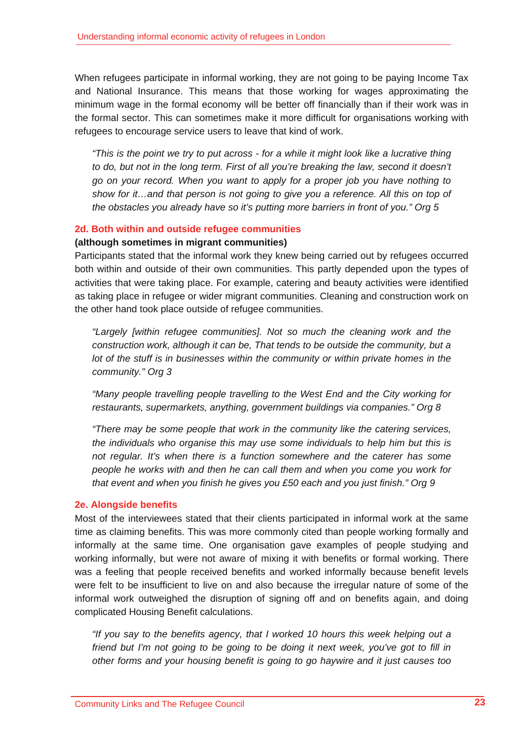When refugees participate in informal working, they are not going to be paying Income Tax and National Insurance. This means that those working for wages approximating the minimum wage in the formal economy will be better off financially than if their work was in the formal sector. This can sometimes make it more difficult for organisations working with refugees to encourage service users to leave that kind of work.

> *"This is the point we try to put across - for a while it might look like a lucrative thing to do, but not in the long term. First of all you're breaking the law, second it doesn't go on your record. When you want to apply for a proper job you have nothing to show for it…and that person is not going to give you a reference. All this on top of the obstacles you already have so it's putting more barriers in front of you." Org 5*

### 2d. Both within and outside refugee communities

**(although sometimes in migrant communities)**

Participants stated that the informal work they knew being carried out by refugees occurred both within and outside of their own communities. This partly depended upon the types of activities that were taking place. For example, catering and beauty activities were identified as taking place in refugee or wider migrant communities. Cleaning and construction work on the other hand took place outside of refugee communities.

> *"Largely [within refugee communities]. Not so much the cleaning work and the construction work, although it can be, That tends to be outside the community, but a lot of the stuff is in businesses within the community or within private homes in the community." Org 3*

> *"Many people travelling people travelling to the West End and the City working for restaurants, supermarkets, anything, government buildings via companies." Org 8*

> *"There may be some people that work in the community like the catering services, the individuals who organise this may use some individuals to help him but this is not regular. It's when there is a function somewhere and the caterer has some people he works with and then he can call them and when you come you work for that event and when you finish he gives you £50 each and you just finish." Org 9*

### 2e. Alongside benefits

Most of the interviewees stated that their clients participated in informal work at the same time as claiming benefits. This was more commonly cited than people working formally and informally at the same time. One organisation gave examples of people studying and working informally, but were not aware of mixing it with benefits or formal working. There was a feeling that people received benefits and worked informally because benefit levels were felt to be insufficient to live on and also because the irregular nature of some of the informal work outweighed the disruption of signing off and on benefits again, and doing complicated Housing Benefit calculations.

> *"If you say to the benefits agency, that I worked 10 hours this week helping out a friend but I'm not going to be going to be doing it next week, you've got to fill in other forms and your housing benefit is going to go haywire and it just causes too*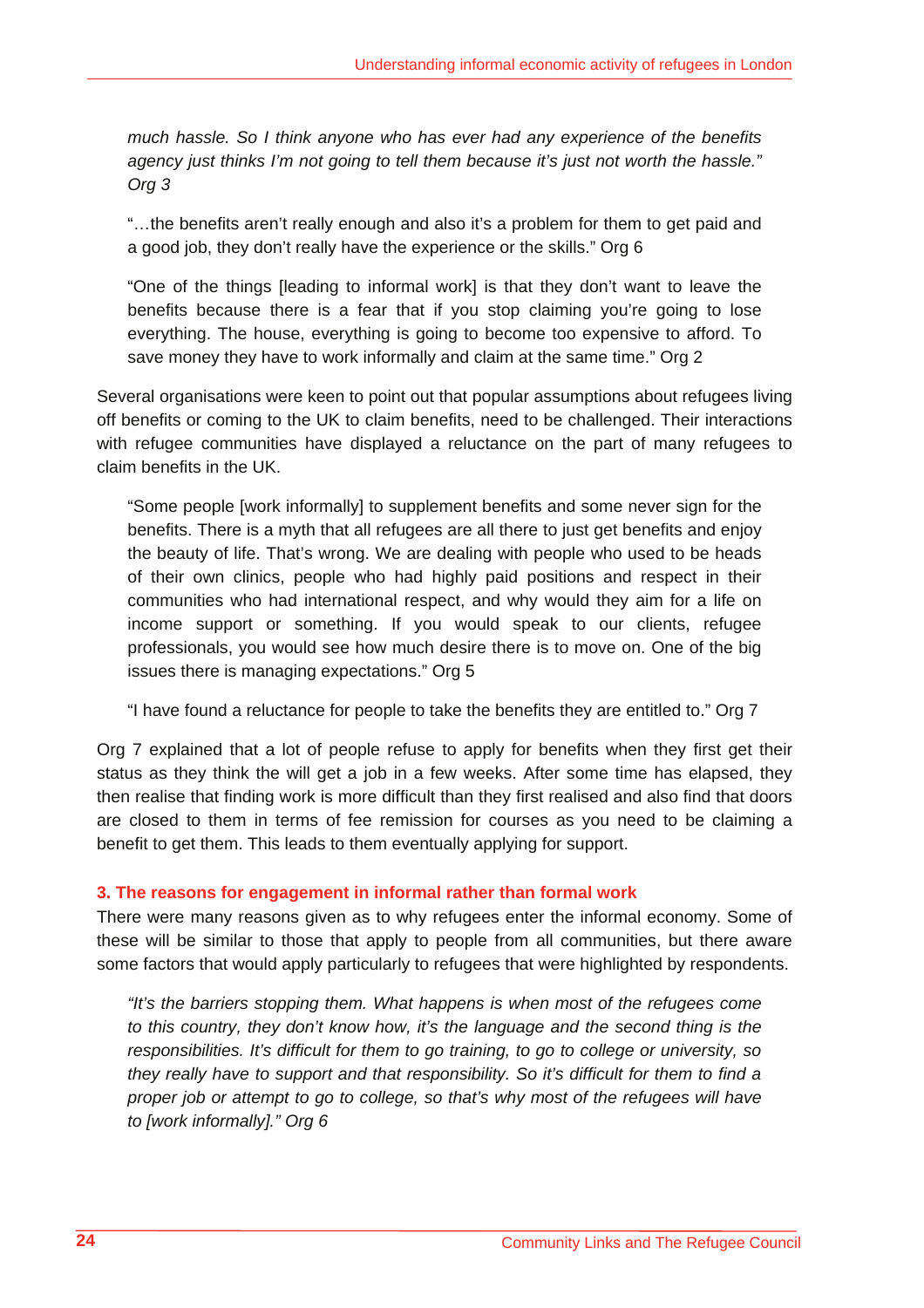*much hassle. So I think anyone who has ever had any experience of the benefits agency just thinks I'm not going to tell them because it's just not worth the hassle." Org 3*

> "…the benefits aren't really enough and also it's a problem for them to get paid and a good job, they don't really have the experience or the skills." Org 6

> "One of the things [leading to informal work] is that they don't want to leave the benefits because there is a fear that if you stop claiming you're going to lose everything. The house, everything is going to become too expensive to afford. To save money they have to work informally and claim at the same time." Org 2

Several organisations were keen to point out that popular assumptions about refugees living off benefits or coming to the UK to claim benefits, need to be challenged. Their interactions with refugee communities have displayed a reluctance on the part of many refugees to claim benefits in the UK.

> "Some people [work informally] to supplement benefits and some never sign for the benefits. There is a myth that all refugees are all there to just get benefits and enjoy the beauty of life. That's wrong. We are dealing with people who used to be heads of their own clinics, people who had highly paid positions and respect in their communities who had international respect, and why would they aim for a life on income support or something. If you would speak to our clients, refugee professionals, you would see how much desire there is to move on. One of the big issues there is managing expectations." Org 5

> "I have found a reluctance for people to take the benefits they are entitled to." Org 7

Org 7 explained that a lot of people refuse to apply for benefits when they first get their status as they think the will get a job in a few weeks. After some time has elapsed, they then realise that finding work is more difficult than they first realised and also find that doors are closed to them in terms of fee remission for courses as you need to be claiming a benefit to get them. This leads to them eventually applying for support.

### 3. The reasons for engagement in informal rather than formal work

There were many reasons given as to why refugees enter the informal economy. Some of these will be similar to those that apply to people from all communities, but there aware some factors that would apply particularly to refugees that were highlighted by respondents.

> *"It's the barriers stopping them. What happens is when most of the refugees come to this country, they don't know how, it's the language and the second thing is the responsibilities. It's difficult for them to go training, to go to college or university, so they really have to support and that responsibility. So it's difficult for them to find a proper job or attempt to go to college, so that's why most of the refugees will have to [work informally]." Org 6*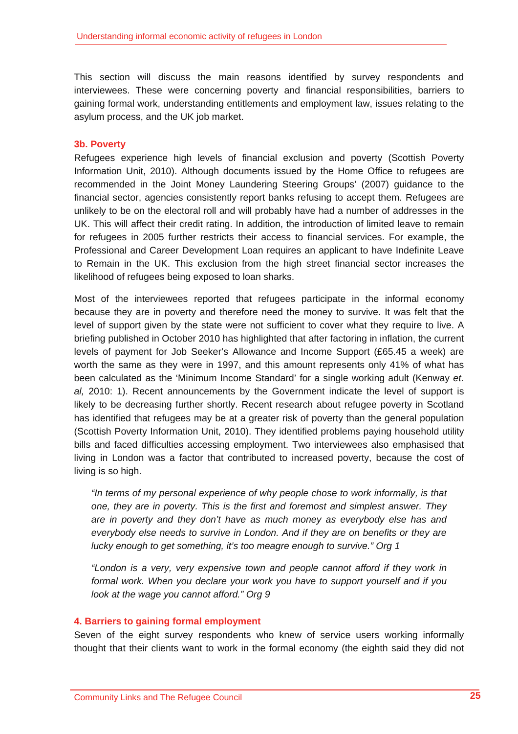This section will discuss the main reasons identified by survey respondents and interviewees. These were concerning poverty and financial responsibilities, barriers to gaining formal work, understanding entitlements and employment law, issues relating to the asylum process, and the UK job market.

### 3b. Poverty

Refugees experience high levels of financial exclusion and poverty (Scottish Poverty Information Unit, 2010). Although documents issued by the Home Office to refugees are recommended in the Joint Money Laundering Steering Groups' (2007) guidance to the financial sector, agencies consistently report banks refusing to accept them. Refugees are unlikely to be on the electoral roll and will probably have had a number of addresses in the UK. This will affect their credit rating. In addition, the introduction of limited leave to remain for refugees in 2005 further restricts their access to financial services. For example, the Professional and Career Development Loan requires an applicant to have Indefinite Leave to Remain in the UK. This exclusion from the high street financial sector increases the likelihood of refugees being exposed to loan sharks.

Most of the interviewees reported that refugees participate in the informal economy because they are in poverty and therefore need the money to survive. It was felt that the level of support given by the state were not sufficient to cover what they require to live. A briefing published in October 2010 has highlighted that after factoring in inflation, the current levels of payment for Job Seeker's Allowance and Income Support (£65.45 a week) are worth the same as they were in 1997, and this amount represents only 41% of what has been calculated as the 'Minimum Income Standard' for a single working adult (Kenway *et. al,* 2010: 1). Recent announcements by the Government indicate the level of support is likely to be decreasing further shortly. Recent research about refugee poverty in Scotland has identified that refugees may be at a greater risk of poverty than the general population (Scottish Poverty Information Unit, 2010). They identified problems paying household utility bills and faced difficulties accessing employment. Two interviewees also emphasised that living in London was a factor that contributed to increased poverty, because the cost of living is so high.

> *"In terms of my personal experience of why people chose to work informally, is that one, they are in poverty. This is the first and foremost and simplest answer. They are in poverty and they don't have as much money as everybody else has and everybody else needs to survive in London. And if they are on benefits or they are lucky enough to get something, it's too meagre enough to survive." Org 1*

> *"London is a very, very expensive town and people cannot afford if they work in formal work. When you declare your work you have to support yourself and if you look at the wage you cannot afford." Org 9*

## 4. Barriers to gaining formal employment

Seven of the eight survey respondents who knew of service users working informally thought that their clients want to work in the formal economy (the eighth said they did not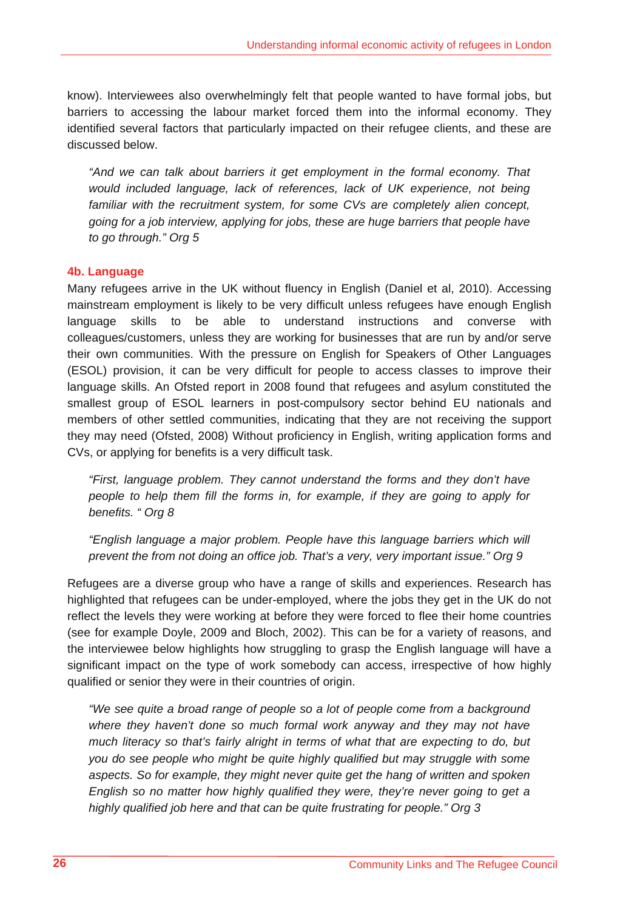know). Interviewees also overwhelmingly felt that people wanted to have formal jobs, but barriers to accessing the labour market forced them into the informal economy. They identified several factors that particularly impacted on their refugee clients, and these are discussed below.

> *"And we can talk about barriers it get employment in the formal economy. That would included language, lack of references, lack of UK experience, not being familiar with the recruitment system, for some CVs are completely alien concept, going for a job interview, applying for jobs, these are huge barriers that people have to go through." Org 5*

### 4b. Language

Many refugees arrive in the UK without fluency in English (Daniel et al, 2010). Accessing mainstream employment is likely to be very difficult unless refugees have enough English language skills to be able to understand instructions and converse with colleagues/customers, unless they are working for businesses that are run by and/or serve their own communities. With the pressure on English for Speakers of Other Languages (ESOL) provision, it can be very difficult for people to access classes to improve their language skills. An Ofsted report in 2008 found that refugees and asylum constituted the smallest group of ESOL learners in post-compulsory sector behind EU nationals and members of other settled communities, indicating that they are not receiving the support they may need (Ofsted, 2008) Without proficiency in English, writing application forms and CVs, or applying for benefits is a very difficult task.

> *"First, language problem. They cannot understand the forms and they don't have people to help them fill the forms in, for example, if they are going to apply for benefits. " Org 8*

> *"English language a major problem. People have this language barriers which will prevent the from not doing an office job. That's a very, very important issue." Org 9*

Refugees are a diverse group who have a range of skills and experiences. Research has highlighted that refugees can be under-employed, where the jobs they get in the UK do not reflect the levels they were working at before they were forced to flee their home countries (see for example Doyle, 2009 and Bloch, 2002). This can be for a variety of reasons, and the interviewee below highlights how struggling to grasp the English language will have a significant impact on the type of work somebody can access, irrespective of how highly qualified or senior they were in their countries of origin.

> *"We see quite a broad range of people so a lot of people come from a background where they haven't done so much formal work anyway and they may not have much literacy so that's fairly alright in terms of what that are expecting to do, but you do see people who might be quite highly qualified but may struggle with some aspects. So for example, they might never quite get the hang of written and spoken English so no matter how highly qualified they were, they're never going to get a highly qualified job here and that can be quite frustrating for people." Org 3*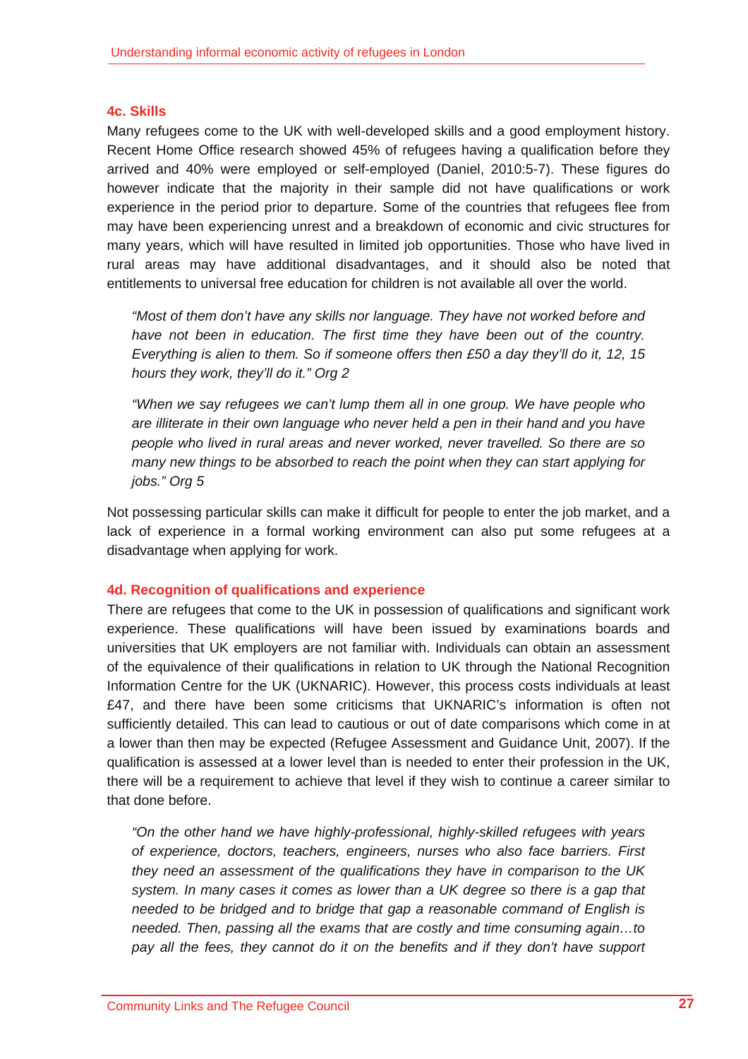### 4c. Skills

Many refugees come to the UK with well-developed skills and a good employment history. Recent Home Office research showed 45% of refugees having a qualification before they arrived and 40% were employed or self-employed (Daniel, 2010:5-7). These figures do however indicate that the majority in their sample did not have qualifications or work experience in the period prior to departure. Some of the countries that refugees flee from may have been experiencing unrest and a breakdown of economic and civic structures for many years, which will have resulted in limited job opportunities. Those who have lived in rural areas may have additional disadvantages, and it should also be noted that entitlements to universal free education for children is not available all over the world.

> *"Most of them don't have any skills nor language. They have not worked before and have not been in education. The first time they have been out of the country. Everything is alien to them. So if someone offers then £50 a day they'll do it, 12, 15 hours they work, they'll do it." Org 2*

> *"When we say refugees we can't lump them all in one group. We have people who are illiterate in their own language who never held a pen in their hand and you have people who lived in rural areas and never worked, never travelled. So there are so many new things to be absorbed to reach the point when they can start applying for jobs." Org 5*

Not possessing particular skills can make it difficult for people to enter the job market, and a lack of experience in a formal working environment can also put some refugees at a disadvantage when applying for work.

### 4d. Recognition of qualifications and experience

There are refugees that come to the UK in possession of qualifications and significant work experience. These qualifications will have been issued by examinations boards and universities that UK employers are not familiar with. Individuals can obtain an assessment of the equivalence of their qualifications in relation to UK through the National Recognition Information Centre for the UK (UKNARIC). However, this process costs individuals at least £47, and there have been some criticisms that UKNARIC's information is often not sufficiently detailed. This can lead to cautious or out of date comparisons which come in at a lower than then may be expected (Refugee Assessment and Guidance Unit, 2007). If the qualification is assessed at a lower level than is needed to enter their profession in the UK, there will be a requirement to achieve that level if they wish to continue a career similar to that done before.

> *"On the other hand we have highly-professional, highly-skilled refugees with years of experience, doctors, teachers, engineers, nurses who also face barriers. First they need an assessment of the qualifications they have in comparison to the UK system. In many cases it comes as lower than a UK degree so there is a gap that needed to be bridged and to bridge that gap a reasonable command of English is needed. Then, passing all the exams that are costly and time consuming again…to pay all the fees, they cannot do it on the benefits and if they don't have support*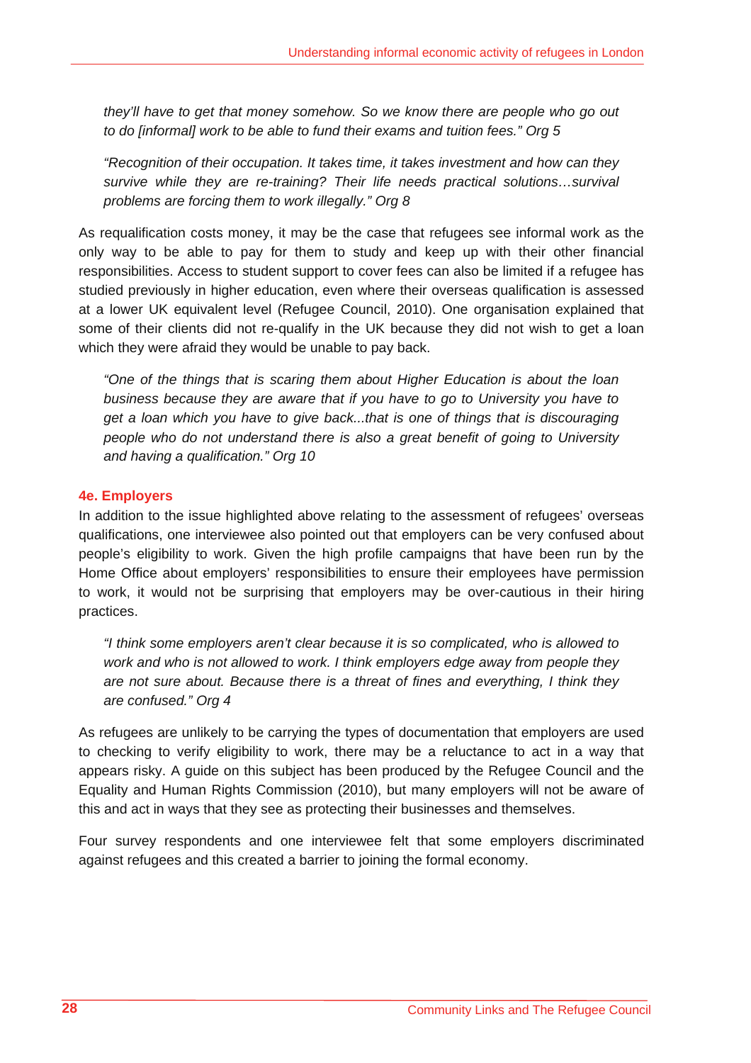*they'll have to get that money somehow. So we know there are people who go out to do [informal] work to be able to fund their exams and tuition fees." Org 5*

*"Recognition of their occupation. It takes time, it takes investment and how can they survive while they are re-training? Their life needs practical solutions…survival problems are forcing them to work illegally." Org 8*

As requalification costs money, it may be the case that refugees see informal work as the only way to be able to pay for them to study and keep up with their other financial responsibilities. Access to student support to cover fees can also be limited if a refugee has studied previously in higher education, even where their overseas qualification is assessed at a lower UK equivalent level (Refugee Council, 2010). One organisation explained that some of their clients did not re-qualify in the UK because they did not wish to get a loan which they were afraid they would be unable to pay back.

*"One of the things that is scaring them about Higher Education is about the loan business because they are aware that if you have to go to University you have to get a loan which you have to give back...that is one of things that is discouraging people who do not understand there is also a great benefit of going to University and having a qualification." Org 10*

### 4e. Employers

In addition to the issue highlighted above relating to the assessment of refugees' overseas qualifications, one interviewee also pointed out that employers can be very confused about people's eligibility to work. Given the high profile campaigns that have been run by the Home Office about employers' responsibilities to ensure their employees have permission to work, it would not be surprising that employers may be over-cautious in their hiring practices.

*"I think some employers aren't clear because it is so complicated, who is allowed to work and who is not allowed to work. I think employers edge away from people they are not sure about. Because there is a threat of fines and everything, I think they are confused." Org 4*

As refugees are unlikely to be carrying the types of documentation that employers are used to checking to verify eligibility to work, there may be a reluctance to act in a way that appears risky. A guide on this subject has been produced by the Refugee Council and the Equality and Human Rights Commission (2010), but many employers will not be aware of this and act in ways that they see as protecting their businesses and themselves.

Four survey respondents and one interviewee felt that some employers discriminated against refugees and this created a barrier to joining the formal economy.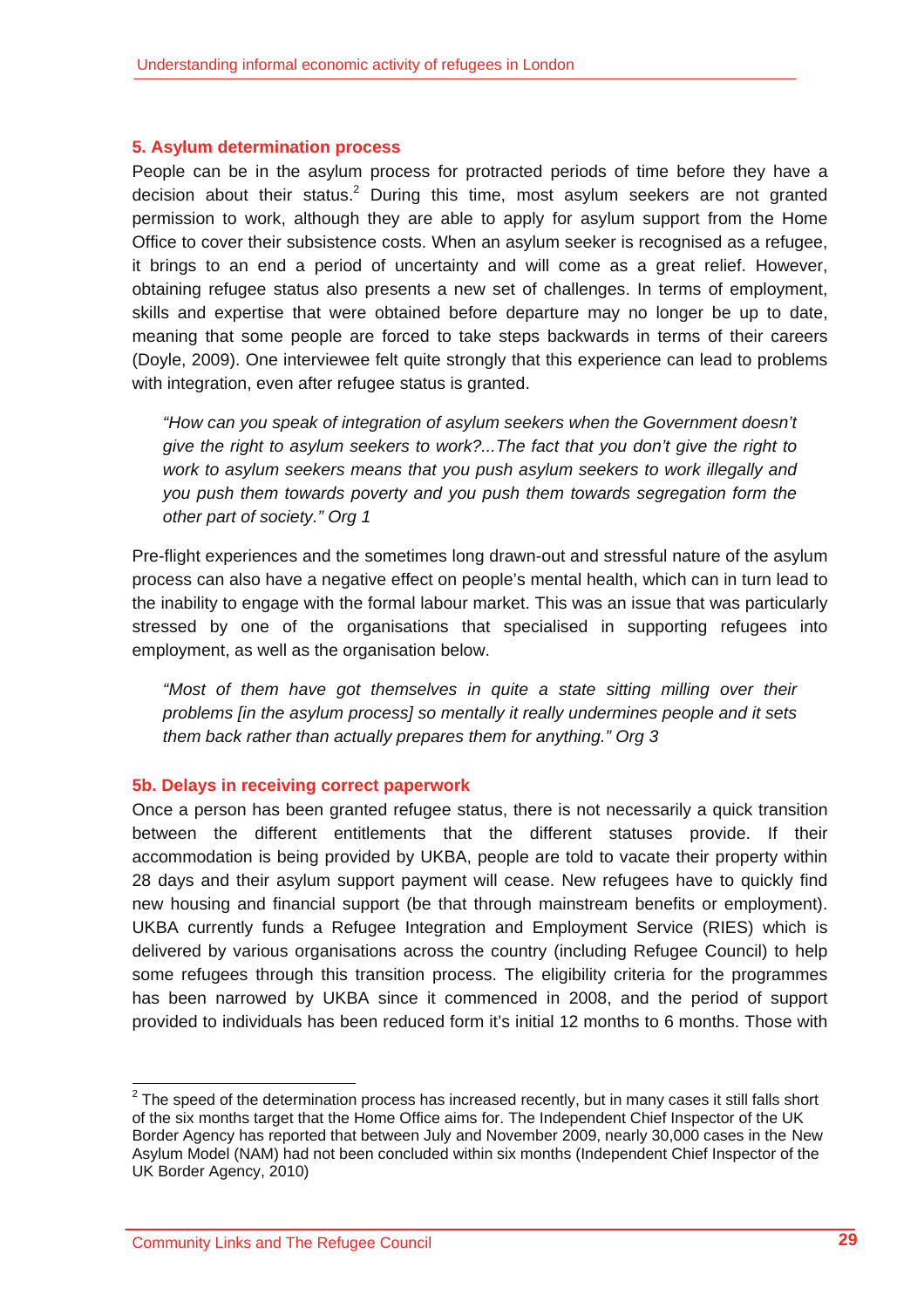## 5. Asylum determination process

People can be in the asylum process for protracted periods of time before they have a decision about their status.[2] During this time, most asylum seekers are not granted permission to work, although they are able to apply for asylum support from the Home Office to cover their subsistence costs. When an asylum seeker is recognised as a refugee, it brings to an end a period of uncertainty and will come as a great relief. However, obtaining refugee status also presents a new set of challenges. In terms of employment, skills and expertise that were obtained before departure may no longer be up to date, meaning that some people are forced to take steps backwards in terms of their careers (Doyle, 2009). One interviewee felt quite strongly that this experience can lead to problems with integration, even after refugee status is granted.

> *"How can you speak of integration of asylum seekers when the Government doesn't give the right to asylum seekers to work?...The fact that you don't give the right to work to asylum seekers means that you push asylum seekers to work illegally and you push them towards poverty and you push them towards segregation form the other part of society." Org 1*

Pre-flight experiences and the sometimes long drawn-out and stressful nature of the asylum process can also have a negative effect on people's mental health, which can in turn lead to the inability to engage with the formal labour market. This was an issue that was particularly stressed by one of the organisations that specialised in supporting refugees into employment, as well as the organisation below.

> *"Most of them have got themselves in quite a state sitting milling over their problems [in the asylum process] so mentally it really undermines people and it sets them back rather than actually prepares them for anything." Org 3*

### 5b. Delays in receiving correct paperwork

Once a person has been granted refugee status, there is not necessarily a quick transition between the different entitlements that the different statuses provide. If their accommodation is being provided by UKBA, people are told to vacate their property within 28 days and their asylum support payment will cease. New refugees have to quickly find new housing and financial support (be that through mainstream benefits or employment). UKBA currently funds a Refugee Integration and Employment Service (RIES) which is delivered by various organisations across the country (including Refugee Council) to help some refugees through this transition process. The eligibility criteria for the programmes has been narrowed by UKBA since it commenced in 2008, and the period of support provided to individuals has been reduced form it's initial 12 months to 6 months. Those with

---

[2] The speed of the determination process has increased recently, but in many cases it still falls short of the six months target that the Home Office aims for. The Independent Chief Inspector of the UK Border Agency has reported that between July and November 2009, nearly 30,000 cases in the New Asylum Model (NAM) had not been concluded within six months (Independent Chief Inspector of the UK Border Agency, 2010)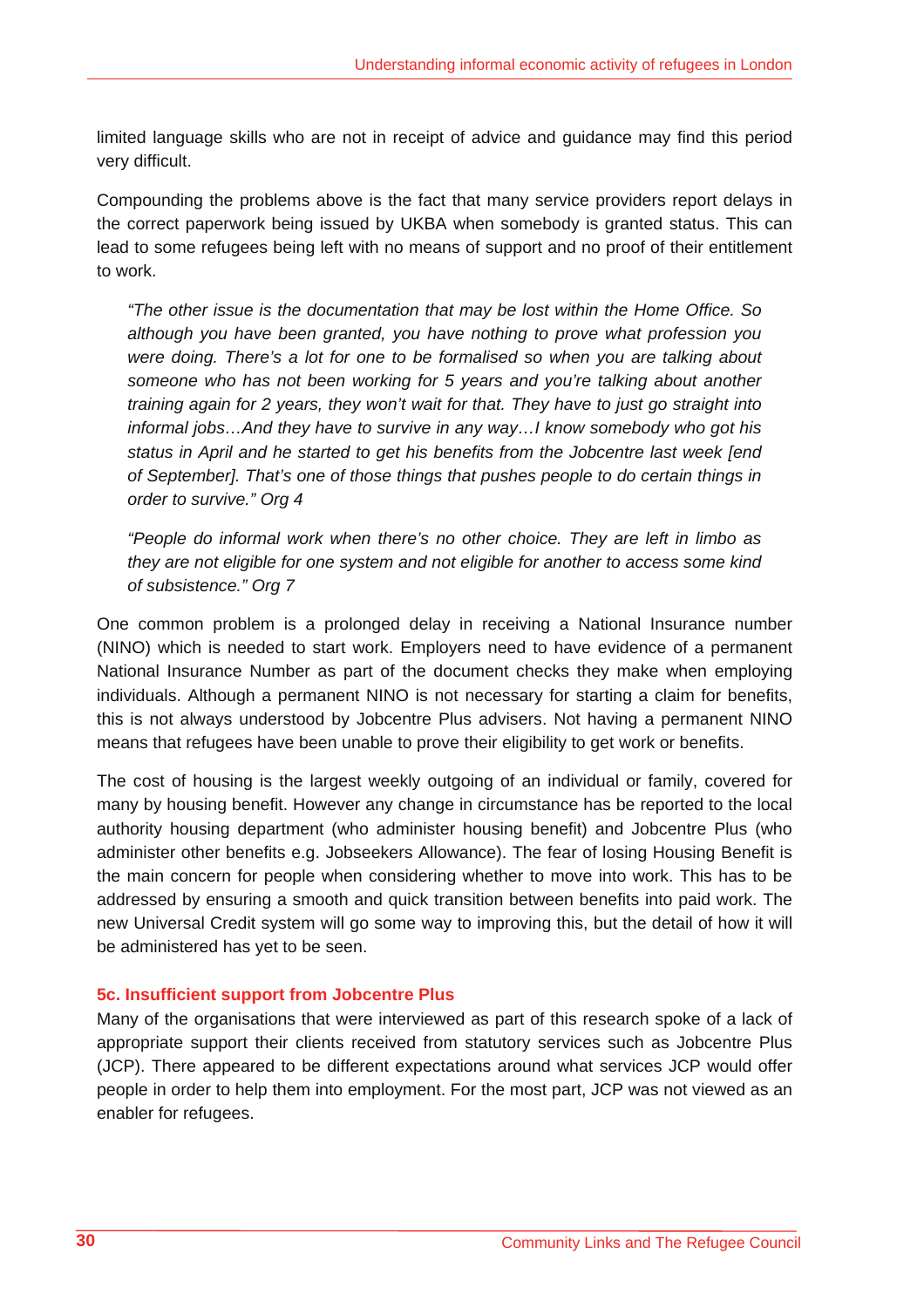limited language skills who are not in receipt of advice and guidance may find this period very difficult.

Compounding the problems above is the fact that many service providers report delays in the correct paperwork being issued by UKBA when somebody is granted status. This can lead to some refugees being left with no means of support and no proof of their entitlement to work.

> *"The other issue is the documentation that may be lost within the Home Office. So although you have been granted, you have nothing to prove what profession you were doing. There's a lot for one to be formalised so when you are talking about someone who has not been working for 5 years and you're talking about another training again for 2 years, they won't wait for that. They have to just go straight into informal jobs…And they have to survive in any way…I know somebody who got his status in April and he started to get his benefits from the Jobcentre last week [end of September]. That's one of those things that pushes people to do certain things in order to survive." Org 4*

> *"People do informal work when there's no other choice. They are left in limbo as they are not eligible for one system and not eligible for another to access some kind of subsistence." Org 7*

One common problem is a prolonged delay in receiving a National Insurance number (NINO) which is needed to start work. Employers need to have evidence of a permanent National Insurance Number as part of the document checks they make when employing individuals. Although a permanent NINO is not necessary for starting a claim for benefits, this is not always understood by Jobcentre Plus advisers. Not having a permanent NINO means that refugees have been unable to prove their eligibility to get work or benefits.

The cost of housing is the largest weekly outgoing of an individual or family, covered for many by housing benefit. However any change in circumstance has be reported to the local authority housing department (who administer housing benefit) and Jobcentre Plus (who administer other benefits e.g. Jobseekers Allowance). The fear of losing Housing Benefit is the main concern for people when considering whether to move into work. This has to be addressed by ensuring a smooth and quick transition between benefits into paid work. The new Universal Credit system will go some way to improving this, but the detail of how it will be administered has yet to be seen.

### 5c. Insufficient support from Jobcentre Plus

Many of the organisations that were interviewed as part of this research spoke of a lack of appropriate support their clients received from statutory services such as Jobcentre Plus (JCP). There appeared to be different expectations around what services JCP would offer people in order to help them into employment. For the most part, JCP was not viewed as an enabler for refugees.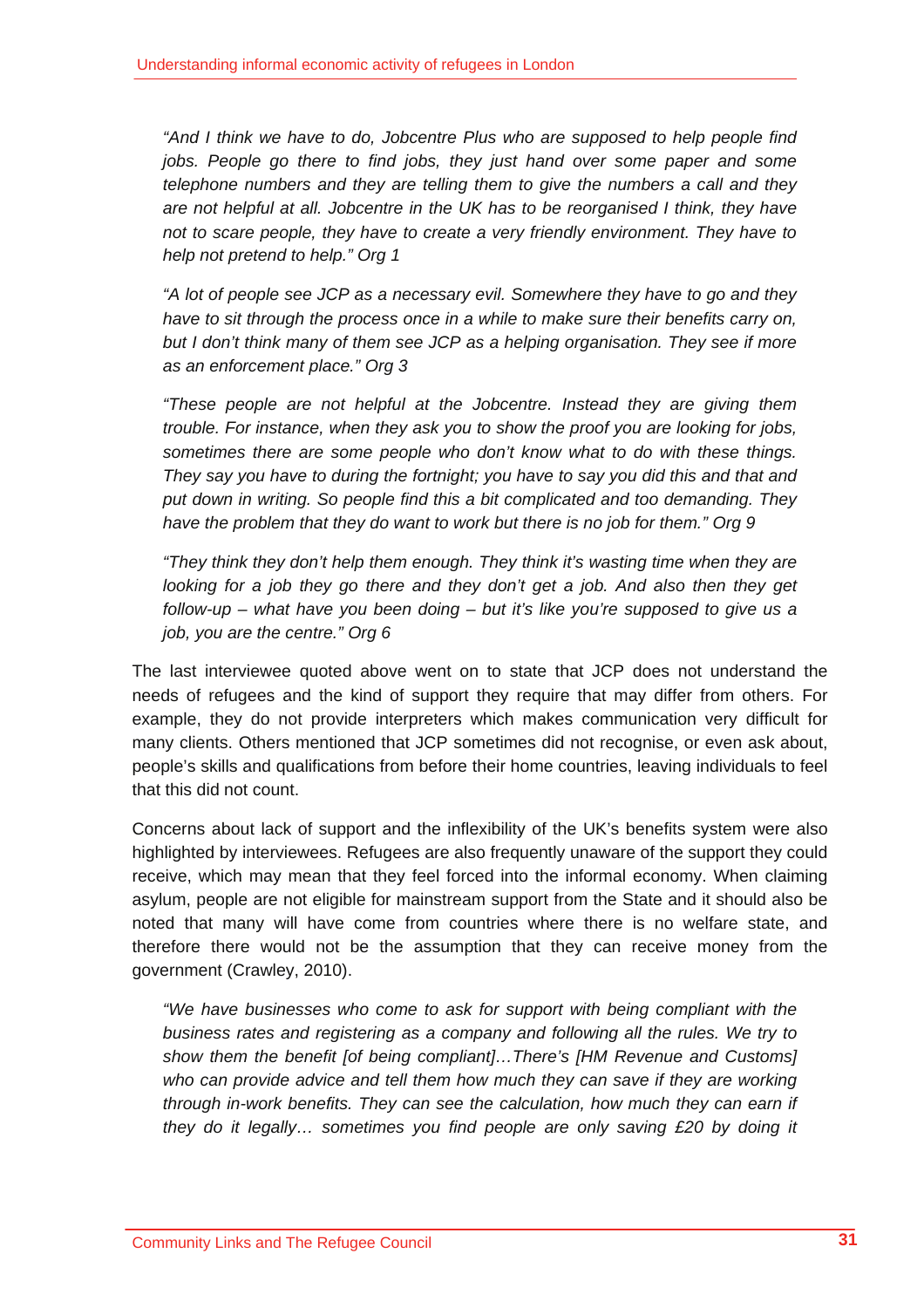> *"And I think we have to do, Jobcentre Plus who are supposed to help people find jobs. People go there to find jobs, they just hand over some paper and some telephone numbers and they are telling them to give the numbers a call and they are not helpful at all. Jobcentre in the UK has to be reorganised I think, they have not to scare people, they have to create a very friendly environment. They have to help not pretend to help." Org 1*

> *"A lot of people see JCP as a necessary evil. Somewhere they have to go and they have to sit through the process once in a while to make sure their benefits carry on, but I don't think many of them see JCP as a helping organisation. They see if more as an enforcement place." Org 3*

> *"These people are not helpful at the Jobcentre. Instead they are giving them trouble. For instance, when they ask you to show the proof you are looking for jobs, sometimes there are some people who don't know what to do with these things. They say you have to during the fortnight; you have to say you did this and that and put down in writing. So people find this a bit complicated and too demanding. They have the problem that they do want to work but there is no job for them." Org 9*

> *"They think they don't help them enough. They think it's wasting time when they are looking for a job they go there and they don't get a job. And also then they get follow-up – what have you been doing – but it's like you're supposed to give us a job, you are the centre." Org 6*

The last interviewee quoted above went on to state that JCP does not understand the needs of refugees and the kind of support they require that may differ from others. For example, they do not provide interpreters which makes communication very difficult for many clients. Others mentioned that JCP sometimes did not recognise, or even ask about, people's skills and qualifications from before their home countries, leaving individuals to feel that this did not count.

Concerns about lack of support and the inflexibility of the UK's benefits system were also highlighted by interviewees. Refugees are also frequently unaware of the support they could receive, which may mean that they feel forced into the informal economy. When claiming asylum, people are not eligible for mainstream support from the State and it should also be noted that many will have come from countries where there is no welfare state, and therefore there would not be the assumption that they can receive money from the government (Crawley, 2010).

> *"We have businesses who come to ask for support with being compliant with the business rates and registering as a company and following all the rules. We try to show them the benefit [of being compliant]…There's [HM Revenue and Customs] who can provide advice and tell them how much they can save if they are working through in-work benefits. They can see the calculation, how much they can earn if they do it legally… sometimes you find people are only saving £20 by doing it*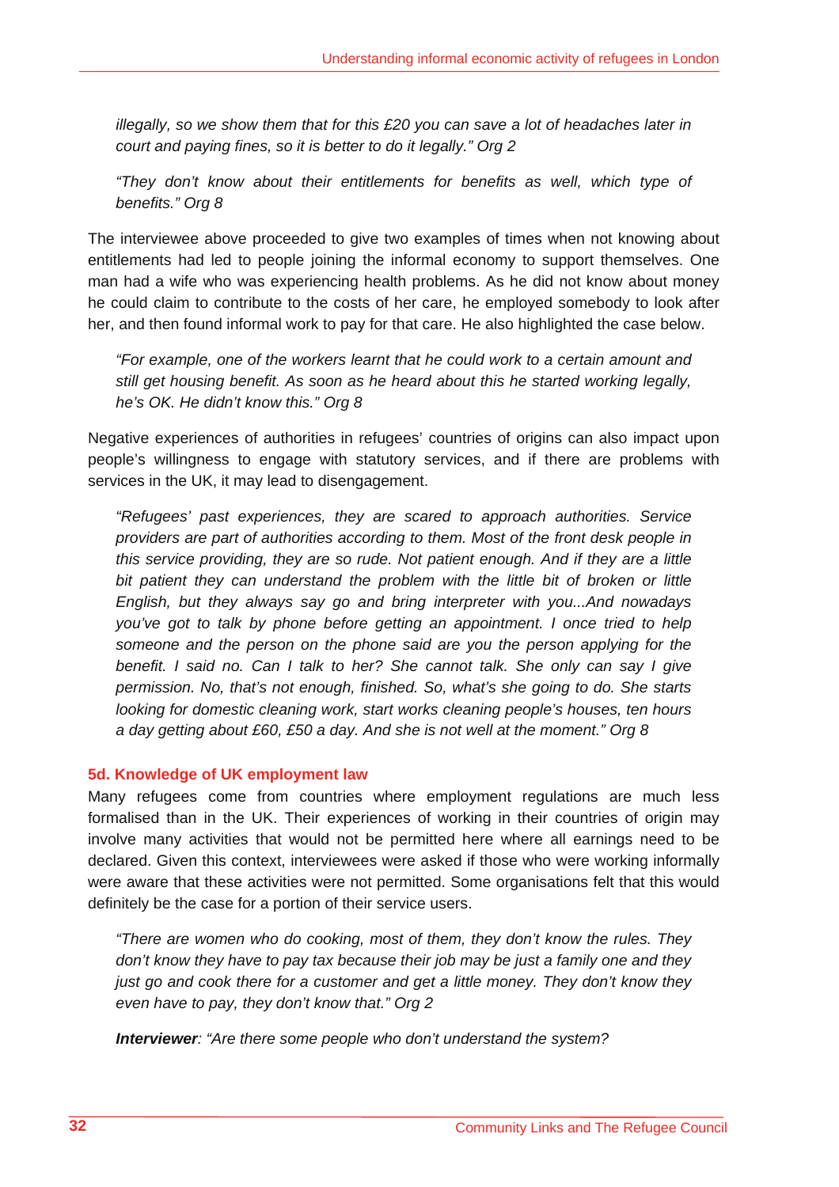*illegally, so we show them that for this £20 you can save a lot of headaches later in court and paying fines, so it is better to do it legally." Org 2*

*"They don't know about their entitlements for benefits as well, which type of benefits." Org 8*

The interviewee above proceeded to give two examples of times when not knowing about entitlements had led to people joining the informal economy to support themselves. One man had a wife who was experiencing health problems. As he did not know about money he could claim to contribute to the costs of her care, he employed somebody to look after her, and then found informal work to pay for that care. He also highlighted the case below.

*"For example, one of the workers learnt that he could work to a certain amount and still get housing benefit. As soon as he heard about this he started working legally, he's OK. He didn't know this." Org 8*

Negative experiences of authorities in refugees' countries of origins can also impact upon people's willingness to engage with statutory services, and if there are problems with services in the UK, it may lead to disengagement.

*"Refugees' past experiences, they are scared to approach authorities. Service providers are part of authorities according to them. Most of the front desk people in this service providing, they are so rude. Not patient enough. And if they are a little bit patient they can understand the problem with the little bit of broken or little English, but they always say go and bring interpreter with you...And nowadays you've got to talk by phone before getting an appointment. I once tried to help someone and the person on the phone said are you the person applying for the benefit. I said no. Can I talk to her? She cannot talk. She only can say I give permission. No, that's not enough, finished. So, what's she going to do. She starts looking for domestic cleaning work, start works cleaning people's houses, ten hours a day getting about £60, £50 a day. And she is not well at the moment." Org 8*

### 5d. Knowledge of UK employment law

Many refugees come from countries where employment regulations are much less formalised than in the UK. Their experiences of working in their countries of origin may involve many activities that would not be permitted here where all earnings need to be declared. Given this context, interviewees were asked if those who were working informally were aware that these activities were not permitted. Some organisations felt that this would definitely be the case for a portion of their service users.

*"There are women who do cooking, most of them, they don't know the rules. They don't know they have to pay tax because their job may be just a family one and they just go and cook there for a customer and get a little money. They don't know they even have to pay, they don't know that." Org 2*

***Interviewer**: "Are there some people who don't understand the system?*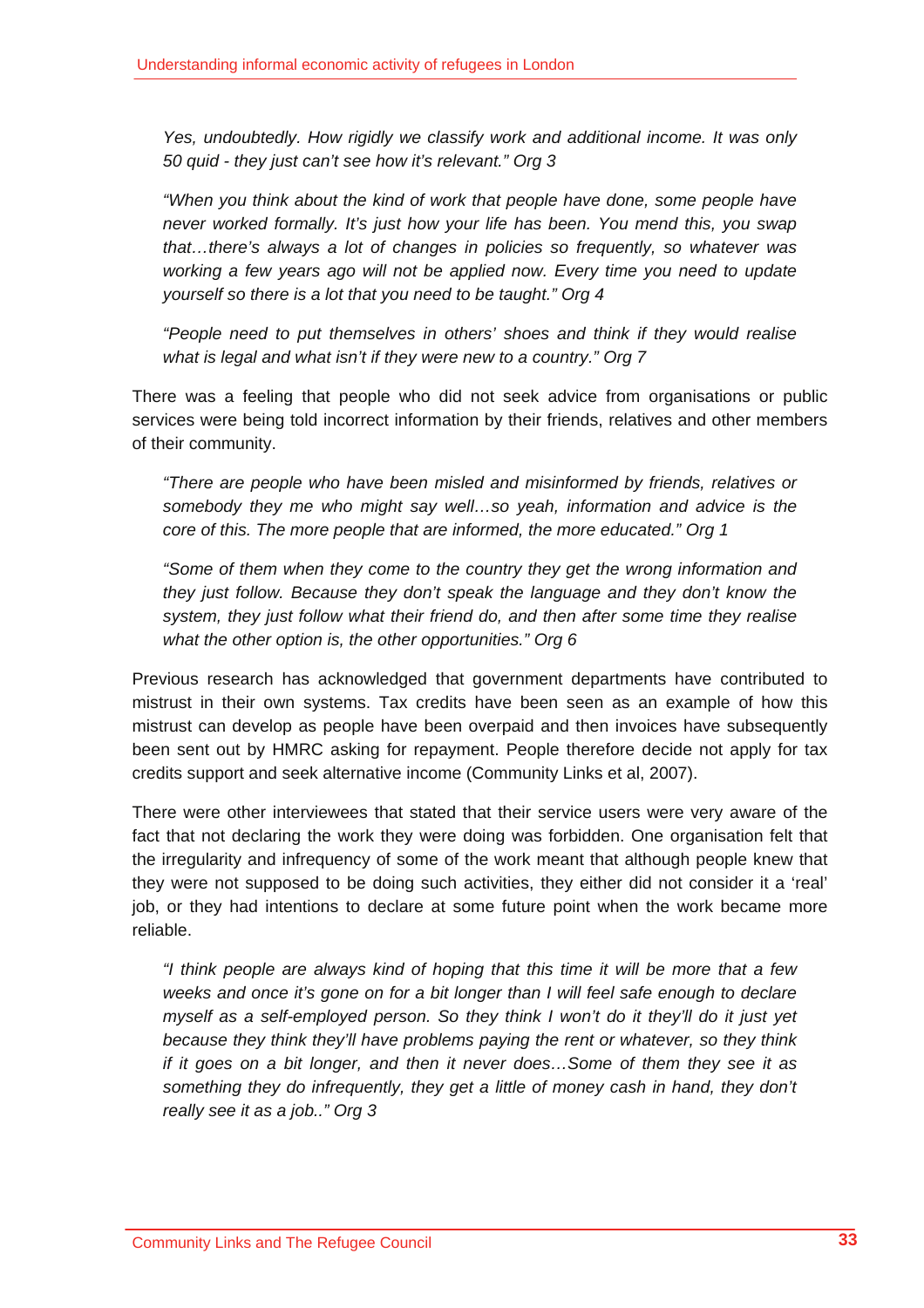*Yes, undoubtedly. How rigidly we classify work and additional income. It was only 50 quid - they just can't see how it's relevant." Org 3*

*"When you think about the kind of work that people have done, some people have never worked formally. It's just how your life has been. You mend this, you swap that…there's always a lot of changes in policies so frequently, so whatever was working a few years ago will not be applied now. Every time you need to update yourself so there is a lot that you need to be taught." Org 4*

*"People need to put themselves in others' shoes and think if they would realise what is legal and what isn't if they were new to a country." Org 7*

There was a feeling that people who did not seek advice from organisations or public services were being told incorrect information by their friends, relatives and other members of their community.

*"There are people who have been misled and misinformed by friends, relatives or somebody they me who might say well…so yeah, information and advice is the core of this. The more people that are informed, the more educated." Org 1*

*"Some of them when they come to the country they get the wrong information and they just follow. Because they don't speak the language and they don't know the system, they just follow what their friend do, and then after some time they realise what the other option is, the other opportunities." Org 6*

Previous research has acknowledged that government departments have contributed to mistrust in their own systems. Tax credits have been seen as an example of how this mistrust can develop as people have been overpaid and then invoices have subsequently been sent out by HMRC asking for repayment. People therefore decide not apply for tax credits support and seek alternative income (Community Links et al, 2007).

There were other interviewees that stated that their service users were very aware of the fact that not declaring the work they were doing was forbidden. One organisation felt that the irregularity and infrequency of some of the work meant that although people knew that they were not supposed to be doing such activities, they either did not consider it a 'real' job, or they had intentions to declare at some future point when the work became more reliable.

*"I think people are always kind of hoping that this time it will be more that a few weeks and once it's gone on for a bit longer than I will feel safe enough to declare myself as a self-employed person. So they think I won't do it they'll do it just yet because they think they'll have problems paying the rent or whatever, so they think if it goes on a bit longer, and then it never does…Some of them they see it as something they do infrequently, they get a little of money cash in hand, they don't really see it as a job.." Org 3*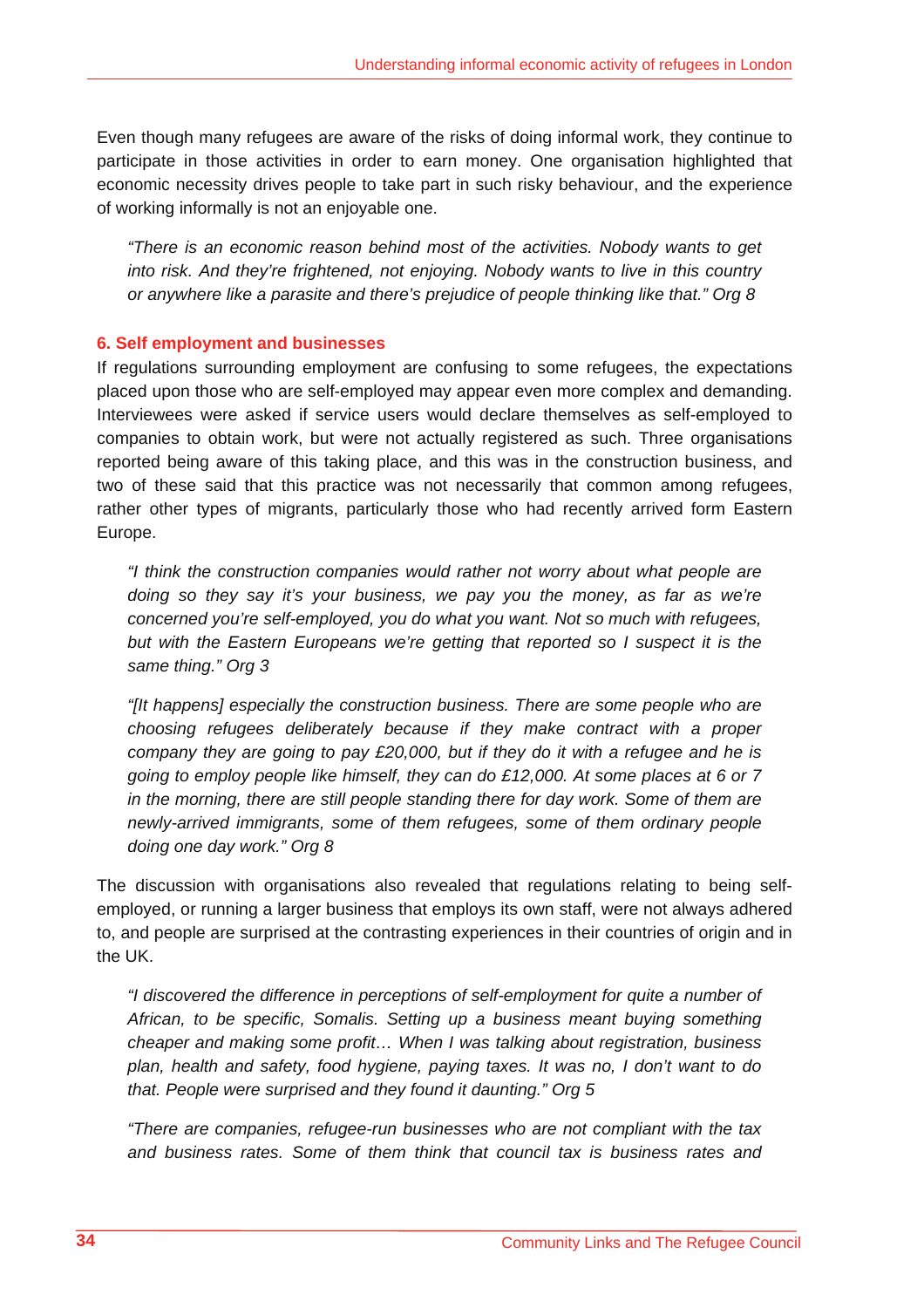Even though many refugees are aware of the risks of doing informal work, they continue to participate in those activities in order to earn money. One organisation highlighted that economic necessity drives people to take part in such risky behaviour, and the experience of working informally is not an enjoyable one.

> *"There is an economic reason behind most of the activities. Nobody wants to get into risk. And they're frightened, not enjoying. Nobody wants to live in this country or anywhere like a parasite and there's prejudice of people thinking like that." Org 8*

### 6. Self employment and businesses

If regulations surrounding employment are confusing to some refugees, the expectations placed upon those who are self-employed may appear even more complex and demanding. Interviewees were asked if service users would declare themselves as self-employed to companies to obtain work, but were not actually registered as such. Three organisations reported being aware of this taking place, and this was in the construction business, and two of these said that this practice was not necessarily that common among refugees, rather other types of migrants, particularly those who had recently arrived form Eastern Europe.

> *"I think the construction companies would rather not worry about what people are doing so they say it's your business, we pay you the money, as far as we're concerned you're self-employed, you do what you want. Not so much with refugees, but with the Eastern Europeans we're getting that reported so I suspect it is the same thing." Org 3*

> *"[It happens] especially the construction business. There are some people who are choosing refugees deliberately because if they make contract with a proper company they are going to pay £20,000, but if they do it with a refugee and he is going to employ people like himself, they can do £12,000. At some places at 6 or 7 in the morning, there are still people standing there for day work. Some of them are newly-arrived immigrants, some of them refugees, some of them ordinary people doing one day work." Org 8*

The discussion with organisations also revealed that regulations relating to being self-employed, or running a larger business that employs its own staff, were not always adhered to, and people are surprised at the contrasting experiences in their countries of origin and in the UK.

> *"I discovered the difference in perceptions of self-employment for quite a number of African, to be specific, Somalis. Setting up a business meant buying something cheaper and making some profit… When I was talking about registration, business plan, health and safety, food hygiene, paying taxes. It was no, I don't want to do that. People were surprised and they found it daunting." Org 5*

> *"There are companies, refugee-run businesses who are not compliant with the tax and business rates. Some of them think that council tax is business rates and*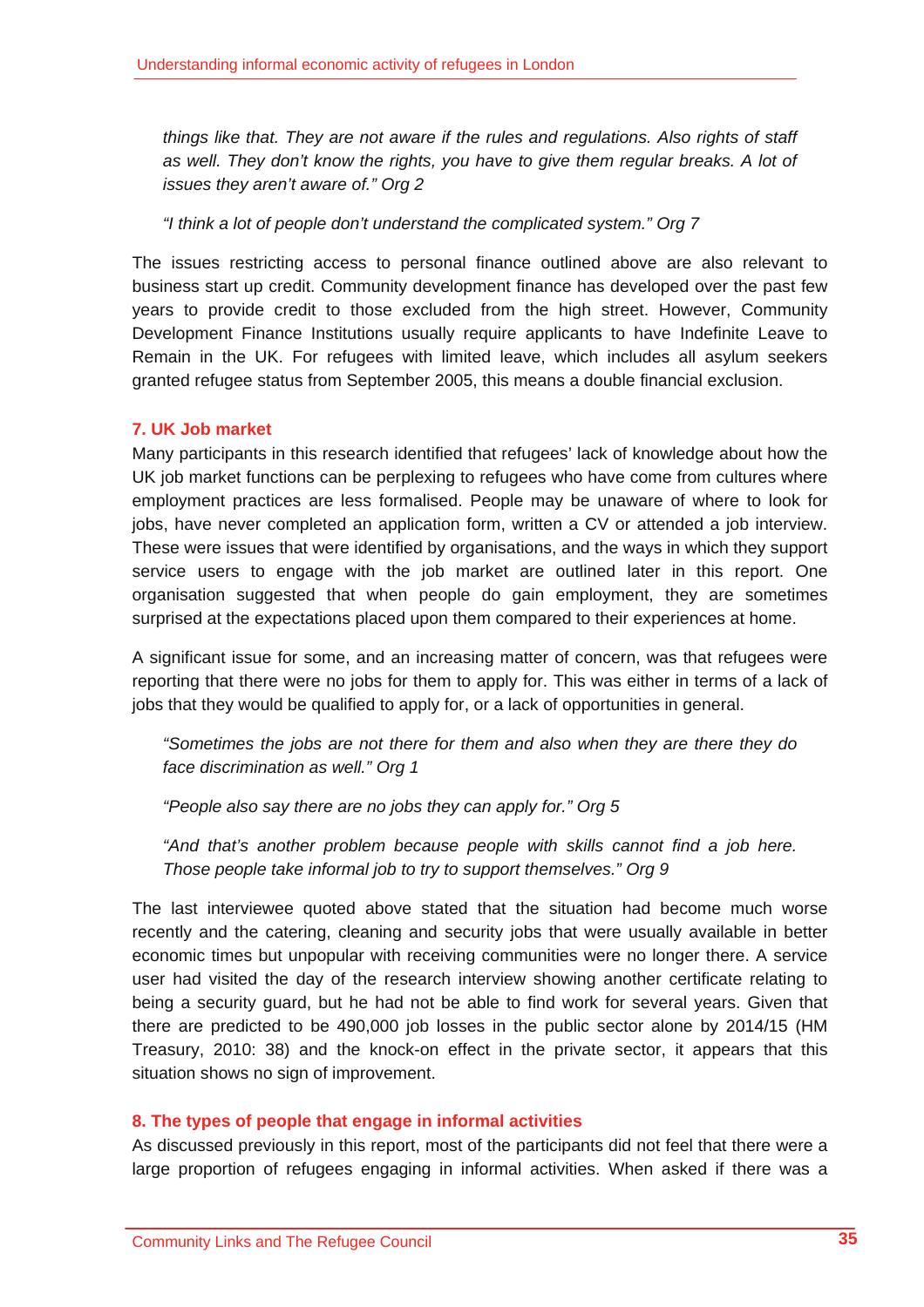> *things like that. They are not aware if the rules and regulations. Also rights of staff as well. They don't know the rights, you have to give them regular breaks. A lot of issues they aren't aware of." Org 2*

> *"I think a lot of people don't understand the complicated system." Org 7*

The issues restricting access to personal finance outlined above are also relevant to business start up credit. Community development finance has developed over the past few years to provide credit to those excluded from the high street. However, Community Development Finance Institutions usually require applicants to have Indefinite Leave to Remain in the UK. For refugees with limited leave, which includes all asylum seekers granted refugee status from September 2005, this means a double financial exclusion.

## 7. UK Job market

Many participants in this research identified that refugees' lack of knowledge about how the UK job market functions can be perplexing to refugees who have come from cultures where employment practices are less formalised. People may be unaware of where to look for jobs, have never completed an application form, written a CV or attended a job interview. These were issues that were identified by organisations, and the ways in which they support service users to engage with the job market are outlined later in this report. One organisation suggested that when people do gain employment, they are sometimes surprised at the expectations placed upon them compared to their experiences at home.

A significant issue for some, and an increasing matter of concern, was that refugees were reporting that there were no jobs for them to apply for. This was either in terms of a lack of jobs that they would be qualified to apply for, or a lack of opportunities in general.

> *"Sometimes the jobs are not there for them and also when they are there they do face discrimination as well." Org 1*

> *"People also say there are no jobs they can apply for." Org 5*

> *"And that's another problem because people with skills cannot find a job here. Those people take informal job to try to support themselves." Org 9*

The last interviewee quoted above stated that the situation had become much worse recently and the catering, cleaning and security jobs that were usually available in better economic times but unpopular with receiving communities were no longer there. A service user had visited the day of the research interview showing another certificate relating to being a security guard, but he had not be able to find work for several years. Given that there are predicted to be 490,000 job losses in the public sector alone by 2014/15 (HM Treasury, 2010: 38) and the knock-on effect in the private sector, it appears that this situation shows no sign of improvement.

## 8. The types of people that engage in informal activities

As discussed previously in this report, most of the participants did not feel that there were a large proportion of refugees engaging in informal activities. When asked if there was a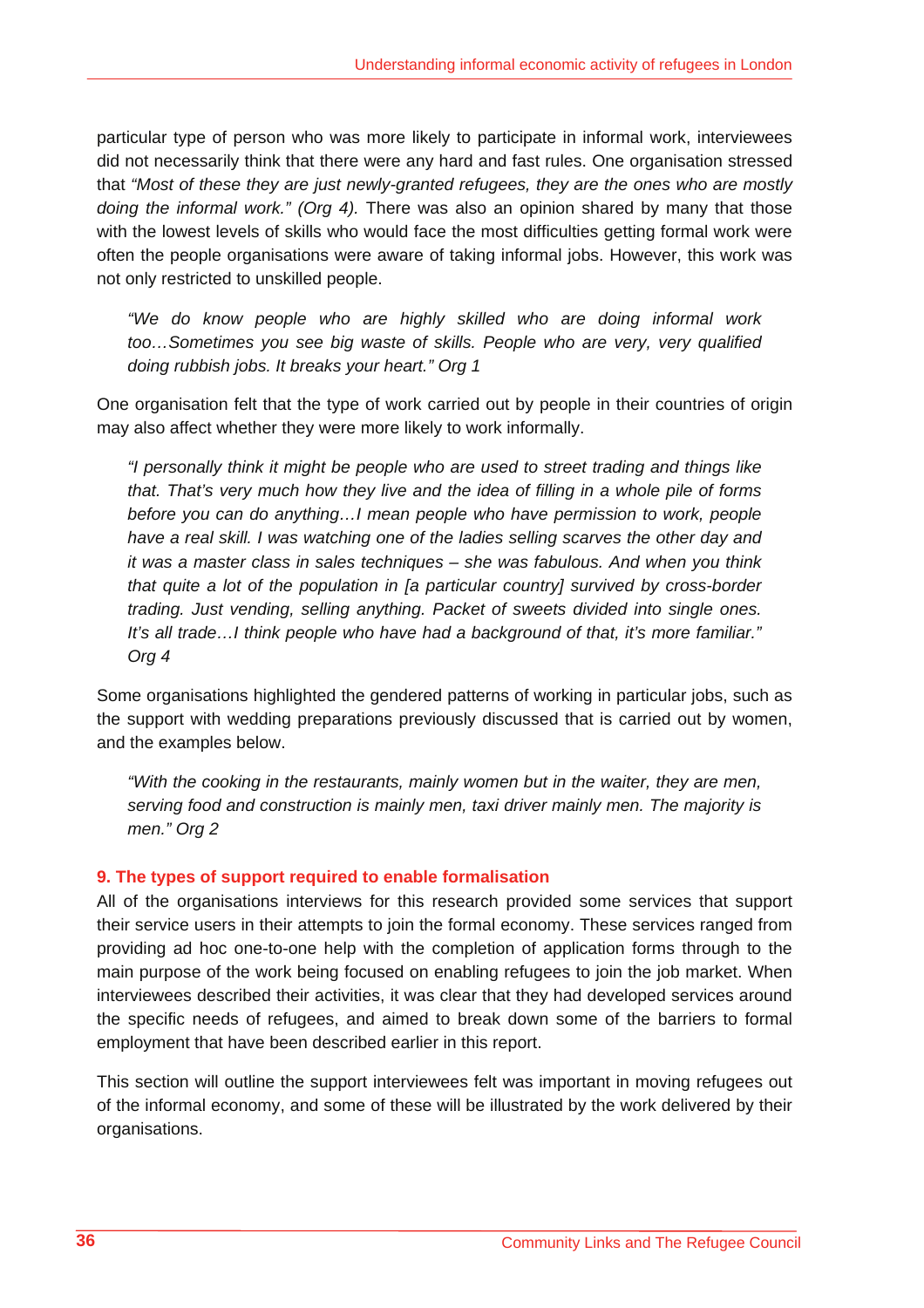particular type of person who was more likely to participate in informal work, interviewees did not necessarily think that there were any hard and fast rules. One organisation stressed that *"Most of these they are just newly-granted refugees, they are the ones who are mostly doing the informal work." (Org 4).* There was also an opinion shared by many that those with the lowest levels of skills who would face the most difficulties getting formal work were often the people organisations were aware of taking informal jobs. However, this work was not only restricted to unskilled people.

> *"We do know people who are highly skilled who are doing informal work too…Sometimes you see big waste of skills. People who are very, very qualified doing rubbish jobs. It breaks your heart." Org 1*

One organisation felt that the type of work carried out by people in their countries of origin may also affect whether they were more likely to work informally.

> *"I personally think it might be people who are used to street trading and things like that. That's very much how they live and the idea of filling in a whole pile of forms before you can do anything…I mean people who have permission to work, people have a real skill. I was watching one of the ladies selling scarves the other day and it was a master class in sales techniques – she was fabulous. And when you think that quite a lot of the population in [a particular country] survived by cross-border trading. Just vending, selling anything. Packet of sweets divided into single ones. It's all trade…I think people who have had a background of that, it's more familiar." Org 4*

Some organisations highlighted the gendered patterns of working in particular jobs, such as the support with wedding preparations previously discussed that is carried out by women, and the examples below.

> *"With the cooking in the restaurants, mainly women but in the waiter, they are men, serving food and construction is mainly men, taxi driver mainly men. The majority is men." Org 2*

## 9. The types of support required to enable formalisation

All of the organisations interviews for this research provided some services that support their service users in their attempts to join the formal economy. These services ranged from providing ad hoc one-to-one help with the completion of application forms through to the main purpose of the work being focused on enabling refugees to join the job market. When interviewees described their activities, it was clear that they had developed services around the specific needs of refugees, and aimed to break down some of the barriers to formal employment that have been described earlier in this report.

This section will outline the support interviewees felt was important in moving refugees out of the informal economy, and some of these will be illustrated by the work delivered by their organisations.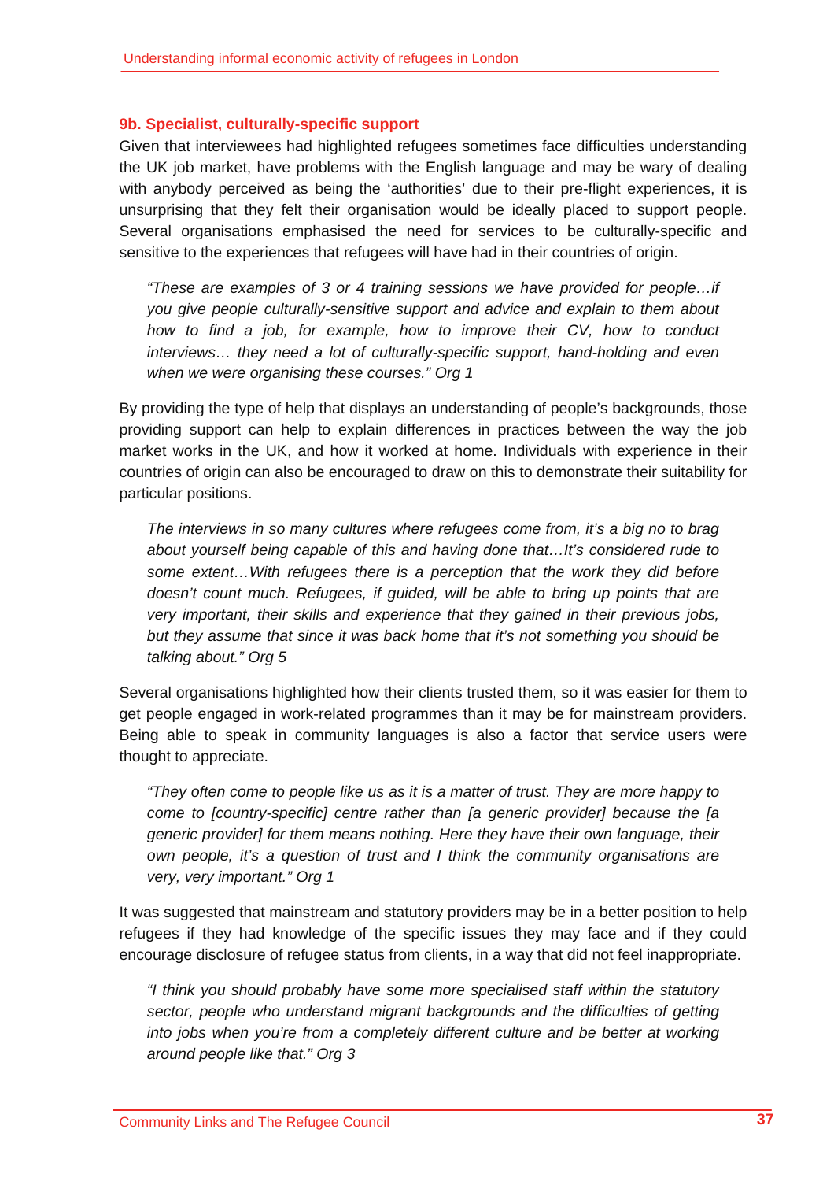### 9b. Specialist, culturally-specific support

Given that interviewees had highlighted refugees sometimes face difficulties understanding the UK job market, have problems with the English language and may be wary of dealing with anybody perceived as being the 'authorities' due to their pre-flight experiences, it is unsurprising that they felt their organisation would be ideally placed to support people. Several organisations emphasised the need for services to be culturally-specific and sensitive to the experiences that refugees will have had in their countries of origin.

> *"These are examples of 3 or 4 training sessions we have provided for people…if you give people culturally-sensitive support and advice and explain to them about how to find a job, for example, how to improve their CV, how to conduct interviews… they need a lot of culturally-specific support, hand-holding and even when we were organising these courses." Org 1*

By providing the type of help that displays an understanding of people's backgrounds, those providing support can help to explain differences in practices between the way the job market works in the UK, and how it worked at home. Individuals with experience in their countries of origin can also be encouraged to draw on this to demonstrate their suitability for particular positions.

> *The interviews in so many cultures where refugees come from, it's a big no to brag about yourself being capable of this and having done that…It's considered rude to some extent…With refugees there is a perception that the work they did before doesn't count much. Refugees, if guided, will be able to bring up points that are very important, their skills and experience that they gained in their previous jobs, but they assume that since it was back home that it's not something you should be talking about." Org 5*

Several organisations highlighted how their clients trusted them, so it was easier for them to get people engaged in work-related programmes than it may be for mainstream providers. Being able to speak in community languages is also a factor that service users were thought to appreciate.

> *"They often come to people like us as it is a matter of trust. They are more happy to come to [country-specific] centre rather than [a generic provider] because the [a generic provider] for them means nothing. Here they have their own language, their own people, it's a question of trust and I think the community organisations are very, very important." Org 1*

It was suggested that mainstream and statutory providers may be in a better position to help refugees if they had knowledge of the specific issues they may face and if they could encourage disclosure of refugee status from clients, in a way that did not feel inappropriate.

> *"I think you should probably have some more specialised staff within the statutory sector, people who understand migrant backgrounds and the difficulties of getting into jobs when you're from a completely different culture and be better at working around people like that." Org 3*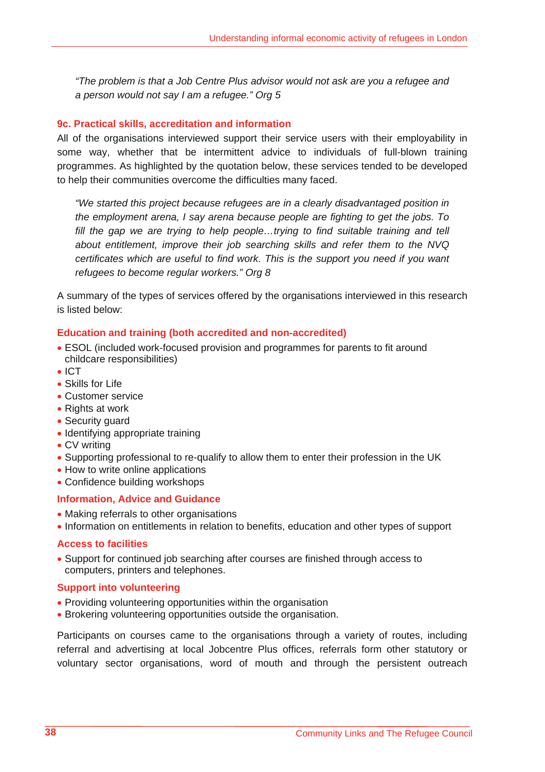*"The problem is that a Job Centre Plus advisor would not ask are you a refugee and a person would not say I am a refugee." Org 5*

### 9c. Practical skills, accreditation and information

All of the organisations interviewed support their service users with their employability in some way, whether that be intermittent advice to individuals of full-blown training programmes. As highlighted by the quotation below, these services tended to be developed to help their communities overcome the difficulties many faced.

*"We started this project because refugees are in a clearly disadvantaged position in the employment arena, I say arena because people are fighting to get the jobs. To fill the gap we are trying to help people…trying to find suitable training and tell about entitlement, improve their job searching skills and refer them to the NVQ certificates which are useful to find work. This is the support you need if you want refugees to become regular workers." Org 8*

A summary of the types of services offered by the organisations interviewed in this research is listed below:

#### Education and training (both accredited and non-accredited)

- ESOL (included work-focused provision and programmes for parents to fit around childcare responsibilities)
- ICT
- Skills for Life
- Customer service
- Rights at work
- Security guard
- Identifying appropriate training
- CV writing
- Supporting professional to re-qualify to allow them to enter their profession in the UK
- How to write online applications
- Confidence building workshops

#### Information, Advice and Guidance

- Making referrals to other organisations
- Information on entitlements in relation to benefits, education and other types of support

#### Access to facilities

- Support for continued job searching after courses are finished through access to computers, printers and telephones.

#### Support into volunteering

- Providing volunteering opportunities within the organisation
- Brokering volunteering opportunities outside the organisation.

Participants on courses came to the organisations through a variety of routes, including referral and advertising at local Jobcentre Plus offices, referrals form other statutory or voluntary sector organisations, word of mouth and through the persistent outreach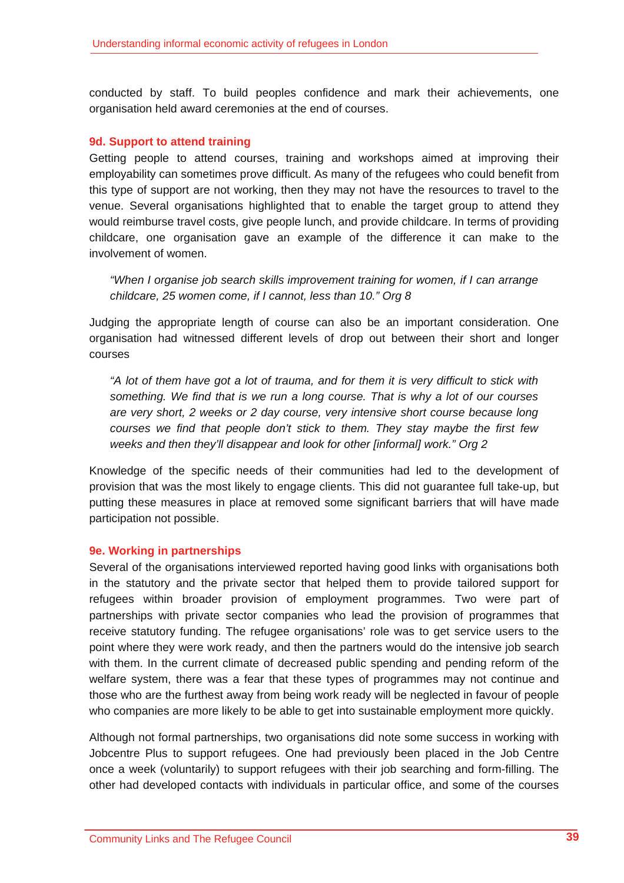conducted by staff. To build peoples confidence and mark their achievements, one organisation held award ceremonies at the end of courses.

### 9d. Support to attend training

Getting people to attend courses, training and workshops aimed at improving their employability can sometimes prove difficult. As many of the refugees who could benefit from this type of support are not working, then they may not have the resources to travel to the venue. Several organisations highlighted that to enable the target group to attend they would reimburse travel costs, give people lunch, and provide childcare. In terms of providing childcare, one organisation gave an example of the difference it can make to the involvement of women.

> *"When I organise job search skills improvement training for women, if I can arrange childcare, 25 women come, if I cannot, less than 10." Org 8*

Judging the appropriate length of course can also be an important consideration. One organisation had witnessed different levels of drop out between their short and longer courses

> *"A lot of them have got a lot of trauma, and for them it is very difficult to stick with something. We find that is we run a long course. That is why a lot of our courses are very short, 2 weeks or 2 day course, very intensive short course because long courses we find that people don't stick to them. They stay maybe the first few weeks and then they'll disappear and look for other [informal] work." Org 2*

Knowledge of the specific needs of their communities had led to the development of provision that was the most likely to engage clients. This did not guarantee full take-up, but putting these measures in place at removed some significant barriers that will have made participation not possible.

### 9e. Working in partnerships

Several of the organisations interviewed reported having good links with organisations both in the statutory and the private sector that helped them to provide tailored support for refugees within broader provision of employment programmes. Two were part of partnerships with private sector companies who lead the provision of programmes that receive statutory funding. The refugee organisations' role was to get service users to the point where they were work ready, and then the partners would do the intensive job search with them. In the current climate of decreased public spending and pending reform of the welfare system, there was a fear that these types of programmes may not continue and those who are the furthest away from being work ready will be neglected in favour of people who companies are more likely to be able to get into sustainable employment more quickly.

Although not formal partnerships, two organisations did note some success in working with Jobcentre Plus to support refugees. One had previously been placed in the Job Centre once a week (voluntarily) to support refugees with their job searching and form-filling. The other had developed contacts with individuals in particular office, and some of the courses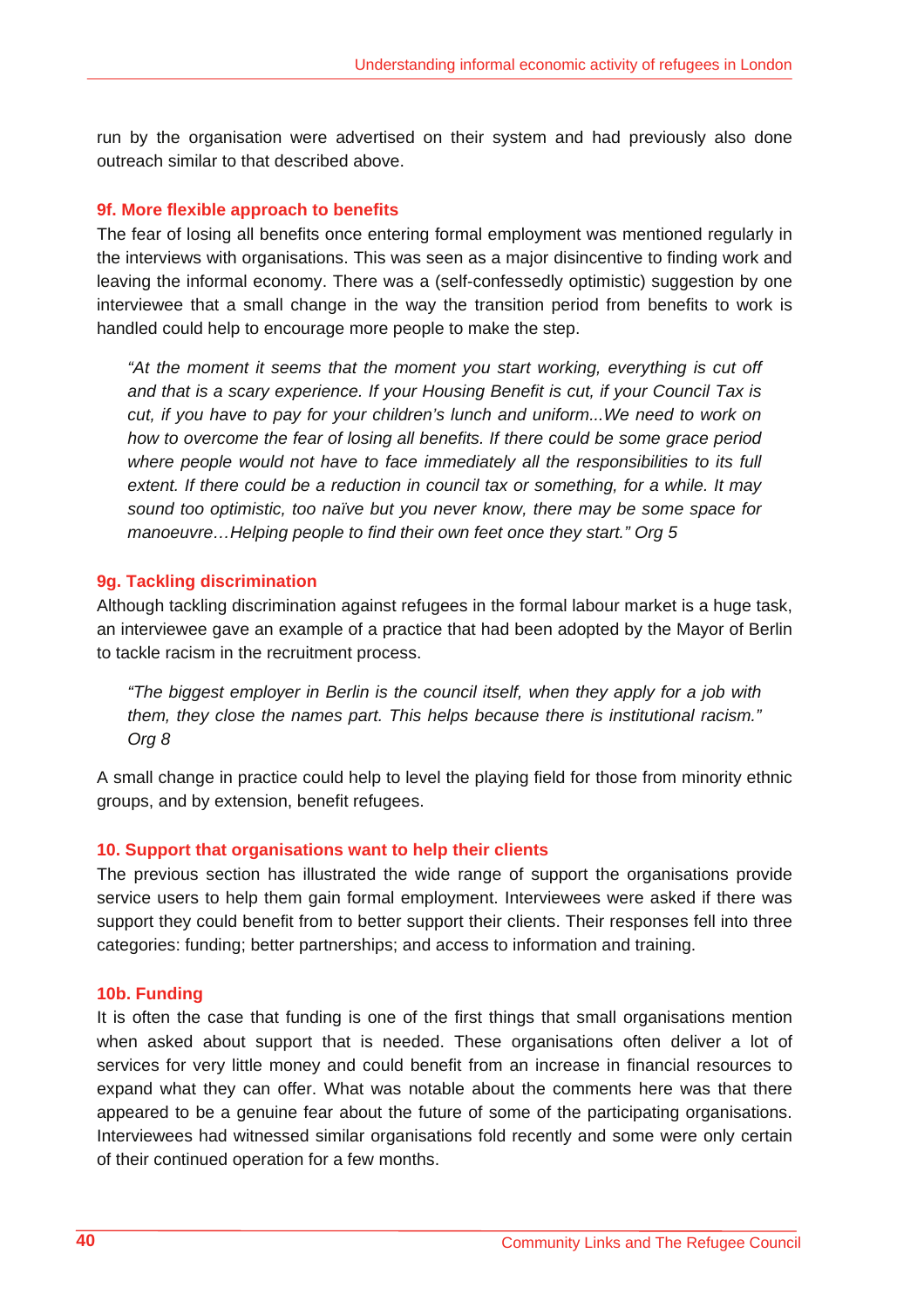run by the organisation were advertised on their system and had previously also done outreach similar to that described above.

### 9f. More flexible approach to benefits

The fear of losing all benefits once entering formal employment was mentioned regularly in the interviews with organisations. This was seen as a major disincentive to finding work and leaving the informal economy. There was a (self-confessedly optimistic) suggestion by one interviewee that a small change in the way the transition period from benefits to work is handled could help to encourage more people to make the step.

> *"At the moment it seems that the moment you start working, everything is cut off and that is a scary experience. If your Housing Benefit is cut, if your Council Tax is cut, if you have to pay for your children's lunch and uniform...We need to work on how to overcome the fear of losing all benefits. If there could be some grace period where people would not have to face immediately all the responsibilities to its full extent. If there could be a reduction in council tax or something, for a while. It may sound too optimistic, too naïve but you never know, there may be some space for manoeuvre…Helping people to find their own feet once they start." Org 5*

### 9g. Tackling discrimination

Although tackling discrimination against refugees in the formal labour market is a huge task, an interviewee gave an example of a practice that had been adopted by the Mayor of Berlin to tackle racism in the recruitment process.

> *"The biggest employer in Berlin is the council itself, when they apply for a job with them, they close the names part. This helps because there is institutional racism." Org 8*

A small change in practice could help to level the playing field for those from minority ethnic groups, and by extension, benefit refugees.

## 10. Support that organisations want to help their clients

The previous section has illustrated the wide range of support the organisations provide service users to help them gain formal employment. Interviewees were asked if there was support they could benefit from to better support their clients. Their responses fell into three categories: funding; better partnerships; and access to information and training.

### 10b. Funding

It is often the case that funding is one of the first things that small organisations mention when asked about support that is needed. These organisations often deliver a lot of services for very little money and could benefit from an increase in financial resources to expand what they can offer. What was notable about the comments here was that there appeared to be a genuine fear about the future of some of the participating organisations. Interviewees had witnessed similar organisations fold recently and some were only certain of their continued operation for a few months.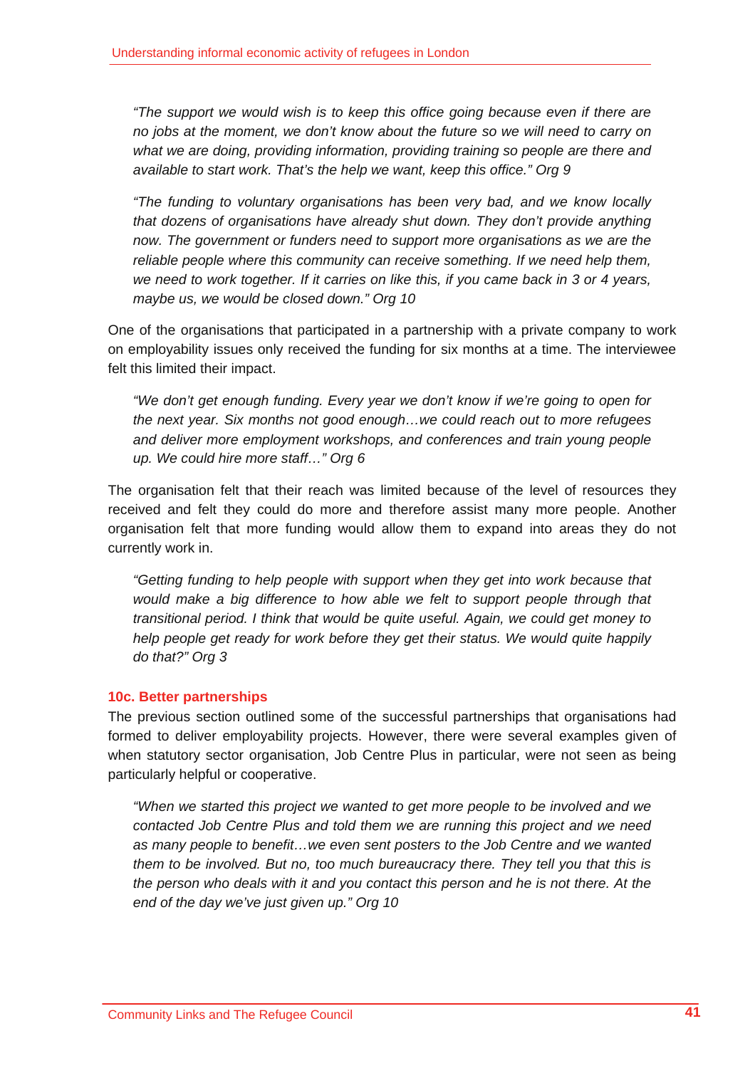> *"The support we would wish is to keep this office going because even if there are no jobs at the moment, we don't know about the future so we will need to carry on what we are doing, providing information, providing training so people are there and available to start work. That's the help we want, keep this office." Org 9*

> *"The funding to voluntary organisations has been very bad, and we know locally that dozens of organisations have already shut down. They don't provide anything now. The government or funders need to support more organisations as we are the reliable people where this community can receive something. If we need help them, we need to work together. If it carries on like this, if you came back in 3 or 4 years, maybe us, we would be closed down." Org 10*

One of the organisations that participated in a partnership with a private company to work on employability issues only received the funding for six months at a time. The interviewee felt this limited their impact.

> *"We don't get enough funding. Every year we don't know if we're going to open for the next year. Six months not good enough…we could reach out to more refugees and deliver more employment workshops, and conferences and train young people up. We could hire more staff…" Org 6*

The organisation felt that their reach was limited because of the level of resources they received and felt they could do more and therefore assist many more people. Another organisation felt that more funding would allow them to expand into areas they do not currently work in.

> *"Getting funding to help people with support when they get into work because that would make a big difference to how able we felt to support people through that transitional period. I think that would be quite useful. Again, we could get money to help people get ready for work before they get their status. We would quite happily do that?" Org 3*

### 10c. Better partnerships

The previous section outlined some of the successful partnerships that organisations had formed to deliver employability projects. However, there were several examples given of when statutory sector organisation, Job Centre Plus in particular, were not seen as being particularly helpful or cooperative.

> *"When we started this project we wanted to get more people to be involved and we contacted Job Centre Plus and told them we are running this project and we need as many people to benefit…we even sent posters to the Job Centre and we wanted them to be involved. But no, too much bureaucracy there. They tell you that this is the person who deals with it and you contact this person and he is not there. At the end of the day we've just given up." Org 10*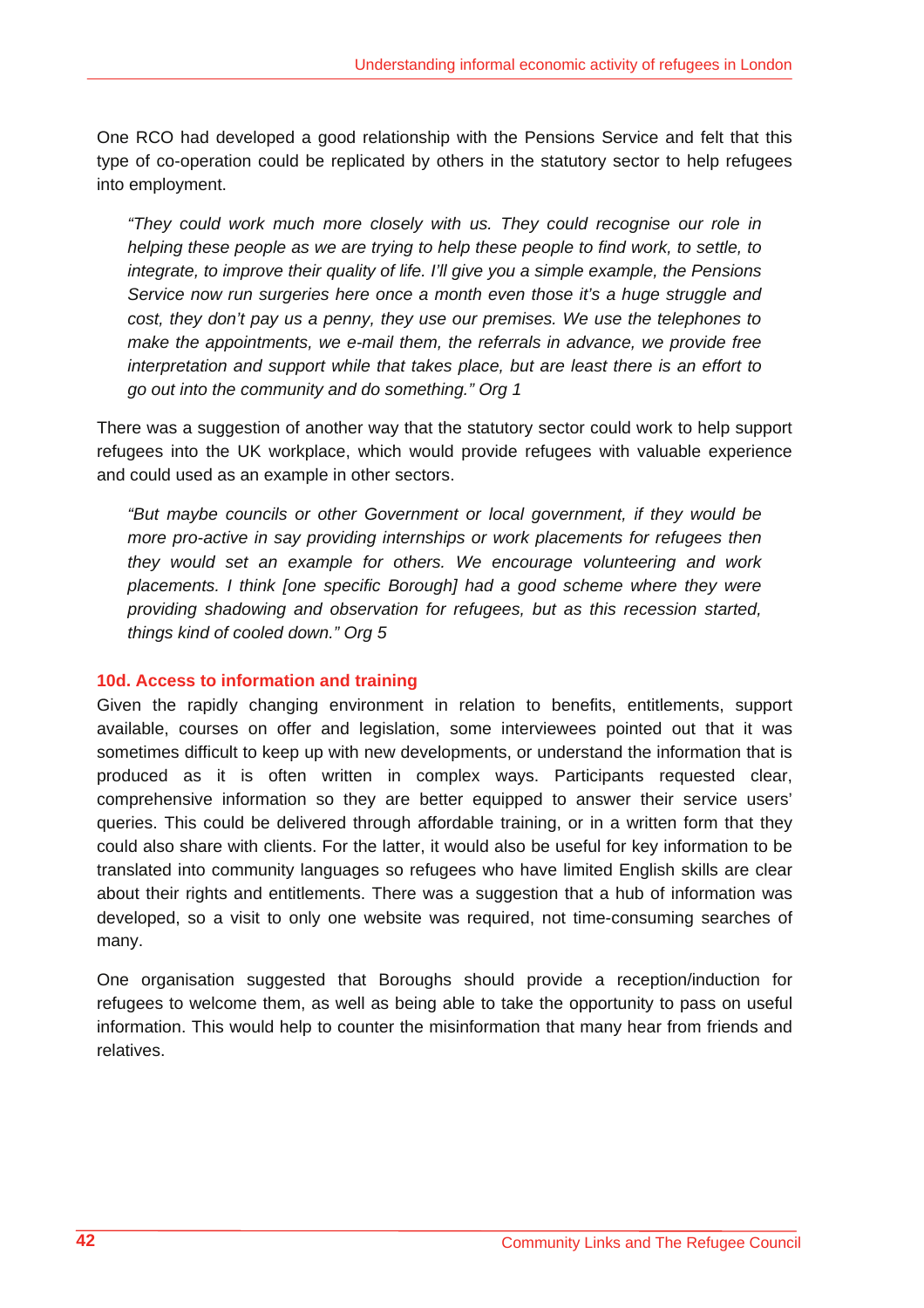One RCO had developed a good relationship with the Pensions Service and felt that this type of co-operation could be replicated by others in the statutory sector to help refugees into employment.

> *"They could work much more closely with us. They could recognise our role in helping these people as we are trying to help these people to find work, to settle, to integrate, to improve their quality of life. I'll give you a simple example, the Pensions Service now run surgeries here once a month even those it's a huge struggle and cost, they don't pay us a penny, they use our premises. We use the telephones to make the appointments, we e-mail them, the referrals in advance, we provide free interpretation and support while that takes place, but are least there is an effort to go out into the community and do something." Org 1*

There was a suggestion of another way that the statutory sector could work to help support refugees into the UK workplace, which would provide refugees with valuable experience and could used as an example in other sectors.

> *"But maybe councils or other Government or local government, if they would be more pro-active in say providing internships or work placements for refugees then they would set an example for others. We encourage volunteering and work placements. I think [one specific Borough] had a good scheme where they were providing shadowing and observation for refugees, but as this recession started, things kind of cooled down." Org 5*

### 10d. Access to information and training

Given the rapidly changing environment in relation to benefits, entitlements, support available, courses on offer and legislation, some interviewees pointed out that it was sometimes difficult to keep up with new developments, or understand the information that is produced as it is often written in complex ways. Participants requested clear, comprehensive information so they are better equipped to answer their service users' queries. This could be delivered through affordable training, or in a written form that they could also share with clients. For the latter, it would also be useful for key information to be translated into community languages so refugees who have limited English skills are clear about their rights and entitlements. There was a suggestion that a hub of information was developed, so a visit to only one website was required, not time-consuming searches of many.

One organisation suggested that Boroughs should provide a reception/induction for refugees to welcome them, as well as being able to take the opportunity to pass on useful information. This would help to counter the misinformation that many hear from friends and relatives.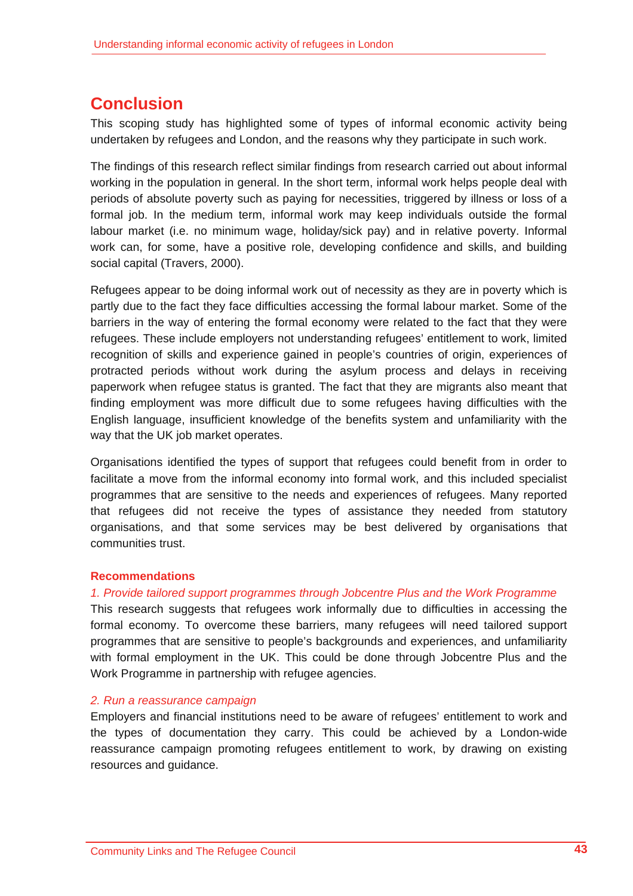# Conclusion

This scoping study has highlighted some of types of informal economic activity being undertaken by refugees and London, and the reasons why they participate in such work.

The findings of this research reflect similar findings from research carried out about informal working in the population in general. In the short term, informal work helps people deal with periods of absolute poverty such as paying for necessities, triggered by illness or loss of a formal job. In the medium term, informal work may keep individuals outside the formal labour market (i.e. no minimum wage, holiday/sick pay) and in relative poverty. Informal work can, for some, have a positive role, developing confidence and skills, and building social capital (Travers, 2000).

Refugees appear to be doing informal work out of necessity as they are in poverty which is partly due to the fact they face difficulties accessing the formal labour market. Some of the barriers in the way of entering the formal economy were related to the fact that they were refugees. These include employers not understanding refugees' entitlement to work, limited recognition of skills and experience gained in people's countries of origin, experiences of protracted periods without work during the asylum process and delays in receiving paperwork when refugee status is granted. The fact that they are migrants also meant that finding employment was more difficult due to some refugees having difficulties with the English language, insufficient knowledge of the benefits system and unfamiliarity with the way that the UK job market operates.

Organisations identified the types of support that refugees could benefit from in order to facilitate a move from the informal economy into formal work, and this included specialist programmes that are sensitive to the needs and experiences of refugees. Many reported that refugees did not receive the types of assistance they needed from statutory organisations, and that some services may be best delivered by organisations that communities trust.

### Recommendations

*1. Provide tailored support programmes through Jobcentre Plus and the Work Programme*

This research suggests that refugees work informally due to difficulties in accessing the formal economy. To overcome these barriers, many refugees will need tailored support programmes that are sensitive to people's backgrounds and experiences, and unfamiliarity with formal employment in the UK. This could be done through Jobcentre Plus and the Work Programme in partnership with refugee agencies.

*2. Run a reassurance campaign*

Employers and financial institutions need to be aware of refugees' entitlement to work and the types of documentation they carry. This could be achieved by a London-wide reassurance campaign promoting refugees entitlement to work, by drawing on existing resources and guidance.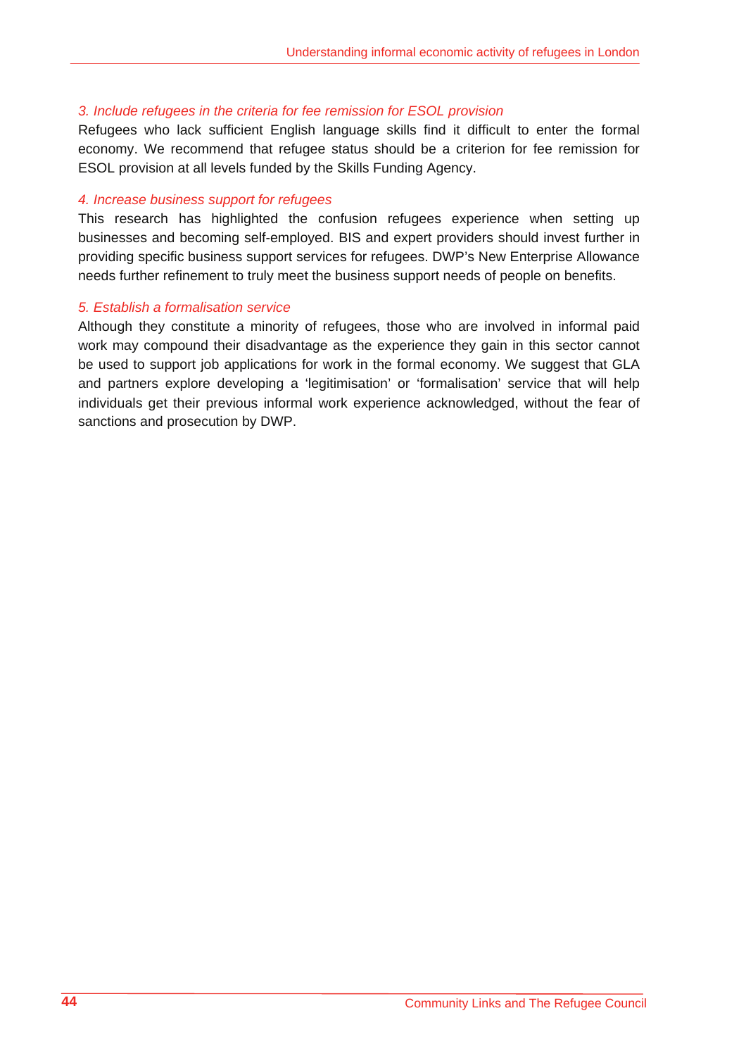*3. Include refugees in the criteria for fee remission for ESOL provision*

Refugees who lack sufficient English language skills find it difficult to enter the formal economy. We recommend that refugee status should be a criterion for fee remission for ESOL provision at all levels funded by the Skills Funding Agency.

*4. Increase business support for refugees*

This research has highlighted the confusion refugees experience when setting up businesses and becoming self-employed. BIS and expert providers should invest further in providing specific business support services for refugees. DWP's New Enterprise Allowance needs further refinement to truly meet the business support needs of people on benefits.

*5. Establish a formalisation service*

Although they constitute a minority of refugees, those who are involved in informal paid work may compound their disadvantage as the experience they gain in this sector cannot be used to support job applications for work in the formal economy. We suggest that GLA and partners explore developing a 'legitimisation' or 'formalisation' service that will help individuals get their previous informal work experience acknowledged, without the fear of sanctions and prosecution by DWP.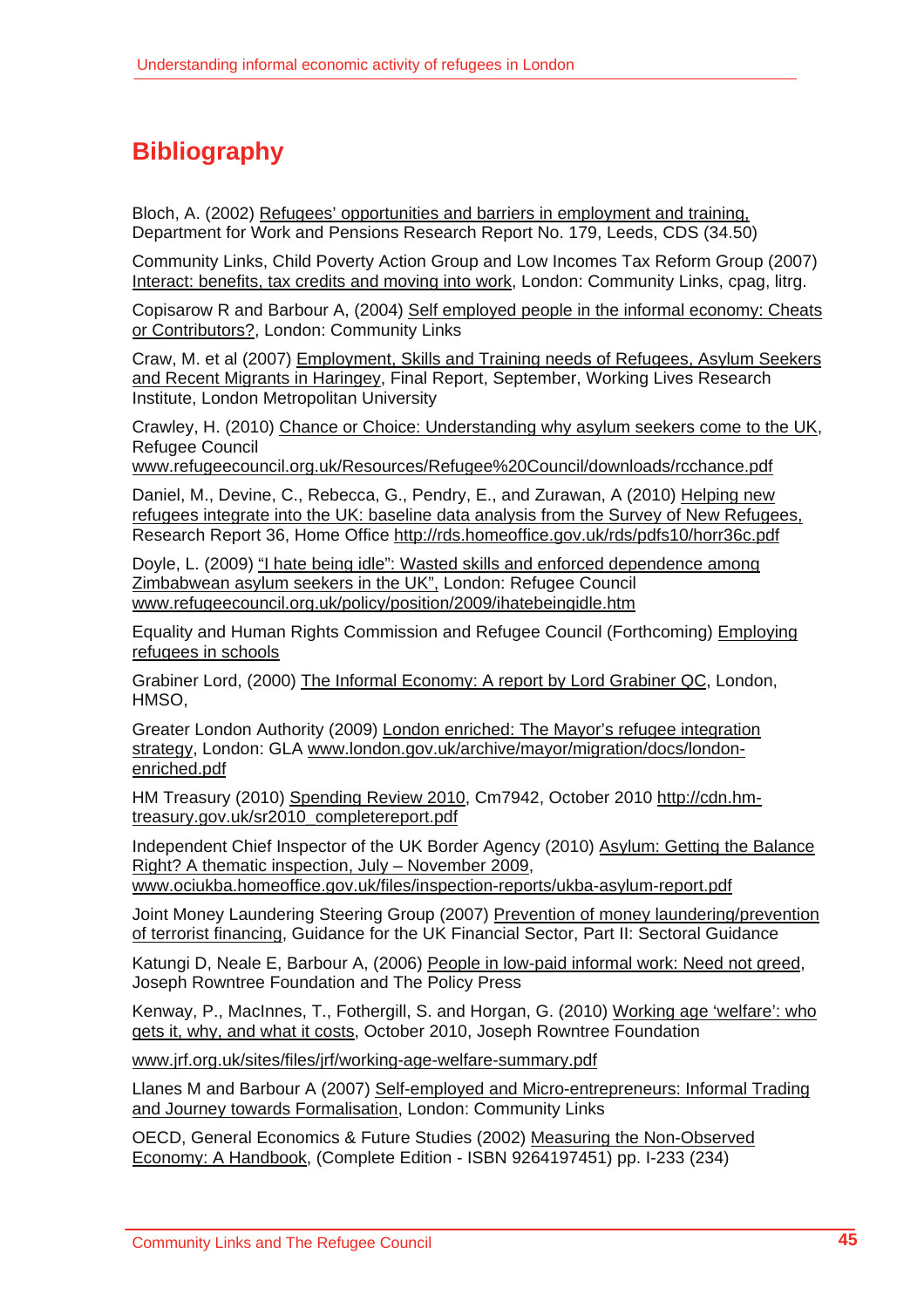# Bibliography

Bloch, A. (2002) Refugees' opportunities and barriers in employment and training, Department for Work and Pensions Research Report No. 179, Leeds, CDS (34.50)

Community Links, Child Poverty Action Group and Low Incomes Tax Reform Group (2007) Interact: benefits, tax credits and moving into work, London: Community Links, cpag, litrg.

Copisarow R and Barbour A, (2004) Self employed people in the informal economy: Cheats or Contributors?, London: Community Links

Craw, M. et al (2007) Employment, Skills and Training needs of Refugees, Asylum Seekers and Recent Migrants in Haringey, Final Report, September, Working Lives Research Institute, London Metropolitan University

Crawley, H. (2010) Chance or Choice: Understanding why asylum seekers come to the UK, Refugee Council www.refugeecouncil.org.uk/Resources/Refugee%20Council/downloads/rcchance.pdf

Daniel, M., Devine, C., Rebecca, G., Pendry, E., and Zurawan, A (2010) Helping new refugees integrate into the UK: baseline data analysis from the Survey of New Refugees, Research Report 36, Home Office http://rds.homeoffice.gov.uk/rds/pdfs10/horr36c.pdf

Doyle, L. (2009) "I hate being idle": Wasted skills and enforced dependence among Zimbabwean asylum seekers in the UK", London: Refugee Council www.refugeecouncil.org.uk/policy/position/2009/ihatebeingidle.htm

Equality and Human Rights Commission and Refugee Council (Forthcoming) Employing refugees in schools

Grabiner Lord, (2000) The Informal Economy: A report by Lord Grabiner QC, London, HMSO,

Greater London Authority (2009) London enriched: The Mayor's refugee integration strategy, London: GLA www.london.gov.uk/archive/mayor/migration/docs/london-enriched.pdf

HM Treasury (2010) Spending Review 2010, Cm7942, October 2010 http://cdn.hm-treasury.gov.uk/sr2010_completereport.pdf

Independent Chief Inspector of the UK Border Agency (2010) Asylum: Getting the Balance Right? A thematic inspection, July – November 2009, www.ociukba.homeoffice.gov.uk/files/inspection-reports/ukba-asylum-report.pdf

Joint Money Laundering Steering Group (2007) Prevention of money laundering/prevention of terrorist financing, Guidance for the UK Financial Sector, Part II: Sectoral Guidance

Katungi D, Neale E, Barbour A, (2006) People in low-paid informal work: Need not greed, Joseph Rowntree Foundation and The Policy Press

Kenway, P., MacInnes, T., Fothergill, S. and Horgan, G. (2010) Working age 'welfare': who gets it, why, and what it costs, October 2010, Joseph Rowntree Foundation

www.jrf.org.uk/sites/files/jrf/working-age-welfare-summary.pdf

Llanes M and Barbour A (2007) Self-employed and Micro-entrepreneurs: Informal Trading and Journey towards Formalisation, London: Community Links

OECD, General Economics & Future Studies (2002) Measuring the Non-Observed Economy: A Handbook, (Complete Edition - ISBN 9264197451) pp. I-233 (234)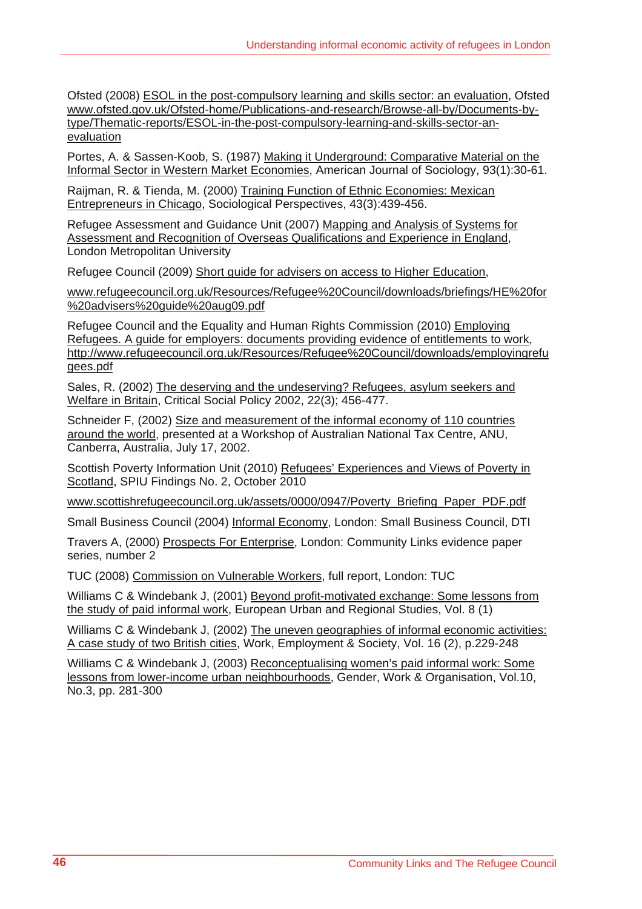Ofsted (2008) ESOL in the post-compulsory learning and skills sector: an evaluation, Ofsted www.ofsted.gov.uk/Ofsted-home/Publications-and-research/Browse-all-by/Documents-by-type/Thematic-reports/ESOL-in-the-post-compulsory-learning-and-skills-sector-an-evaluation

Portes, A. & Sassen-Koob, S. (1987) Making it Underground: Comparative Material on the Informal Sector in Western Market Economies, American Journal of Sociology, 93(1):30-61.

Raijman, R. & Tienda, M. (2000) Training Function of Ethnic Economies: Mexican Entrepreneurs in Chicago, Sociological Perspectives, 43(3):439-456.

Refugee Assessment and Guidance Unit (2007) Mapping and Analysis of Systems for Assessment and Recognition of Overseas Qualifications and Experience in England, London Metropolitan University

Refugee Council (2009) Short guide for advisers on access to Higher Education,

www.refugeecouncil.org.uk/Resources/Refugee%20Council/downloads/briefings/HE%20for%20advisers%20guide%20aug09.pdf

Refugee Council and the Equality and Human Rights Commission (2010) Employing Refugees. A guide for employers: documents providing evidence of entitlements to work, http://www.refugeecouncil.org.uk/Resources/Refugee%20Council/downloads/employingrefugees.pdf

Sales, R. (2002) The deserving and the undeserving? Refugees, asylum seekers and Welfare in Britain, Critical Social Policy 2002, 22(3); 456-477.

Schneider F, (2002) Size and measurement of the informal economy of 110 countries around the world, presented at a Workshop of Australian National Tax Centre, ANU, Canberra, Australia, July 17, 2002.

Scottish Poverty Information Unit (2010) Refugees' Experiences and Views of Poverty in Scotland, SPIU Findings No. 2, October 2010

www.scottishrefugeecouncil.org.uk/assets/0000/0947/Poverty_Briefing_Paper_PDF.pdf

Small Business Council (2004) Informal Economy, London: Small Business Council, DTI

Travers A, (2000) Prospects For Enterprise, London: Community Links evidence paper series, number 2

TUC (2008) Commission on Vulnerable Workers, full report, London: TUC

Williams C & Windebank J, (2001) Beyond profit-motivated exchange: Some lessons from the study of paid informal work, European Urban and Regional Studies, Vol. 8 (1)

Williams C & Windebank J, (2002) The uneven geographies of informal economic activities: A case study of two British cities, Work, Employment & Society, Vol. 16 (2), p.229-248

Williams C & Windebank J, (2003) Reconceptualising women's paid informal work: Some lessons from lower-income urban neighbourhoods, Gender, Work & Organisation, Vol.10, No.3, pp. 281-300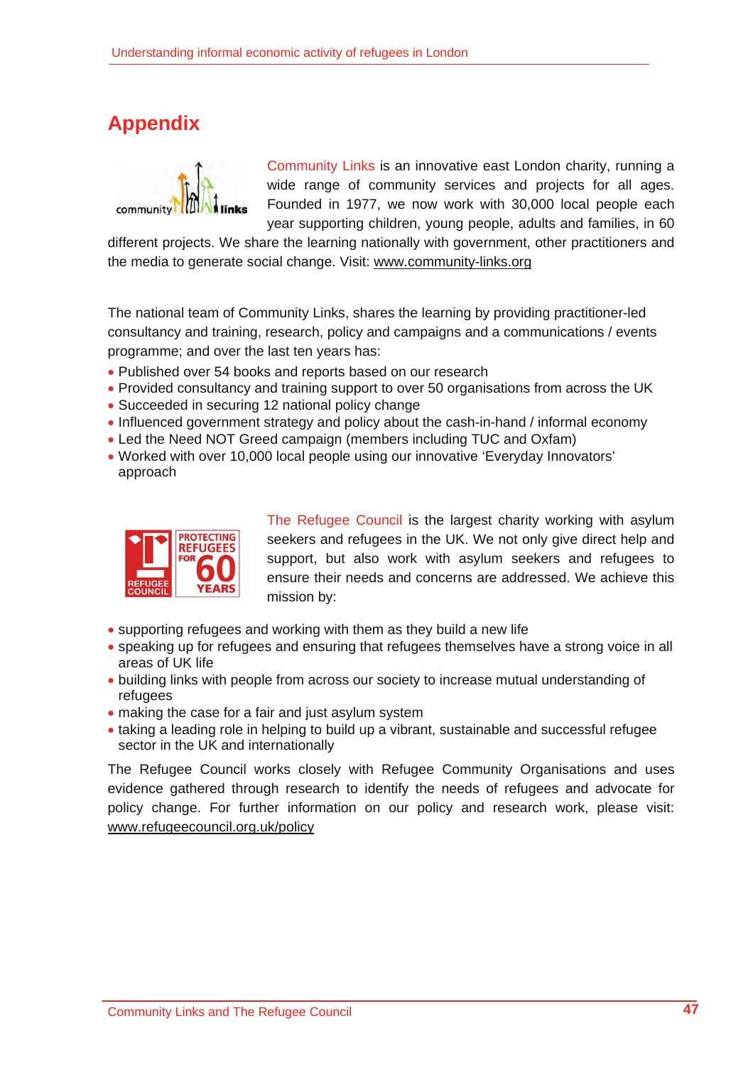# Appendix

Community Links is an innovative east London charity, running a wide range of community services and projects for all ages. Founded in 1977, we now work with 30,000 local people each year supporting children, young people, adults and families, in 60 different projects. We share the learning nationally with government, other practitioners and the media to generate social change. Visit: www.community-links.org

The national team of Community Links, shares the learning by providing practitioner-led consultancy and training, research, policy and campaigns and a communications / events programme; and over the last ten years has:

- Published over 54 books and reports based on our research
- Provided consultancy and training support to over 50 organisations from across the UK
- Succeeded in securing 12 national policy change
- Influenced government strategy and policy about the cash-in-hand / informal economy
- Led the Need NOT Greed campaign (members including TUC and Oxfam)
- Worked with over 10,000 local people using our innovative 'Everyday Innovators' approach

The Refugee Council is the largest charity working with asylum seekers and refugees in the UK. We not only give direct help and support, but also work with asylum seekers and refugees to ensure their needs and concerns are addressed. We achieve this mission by:

- supporting refugees and working with them as they build a new life
- speaking up for refugees and ensuring that refugees themselves have a strong voice in all areas of UK life
- building links with people from across our society to increase mutual understanding of refugees
- making the case for a fair and just asylum system
- taking a leading role in helping to build up a vibrant, sustainable and successful refugee sector in the UK and internationally

The Refugee Council works closely with Refugee Community Organisations and uses evidence gathered through research to identify the needs of refugees and advocate for policy change. For further information on our policy and research work, please visit: www.refugeecouncil.org.uk/policy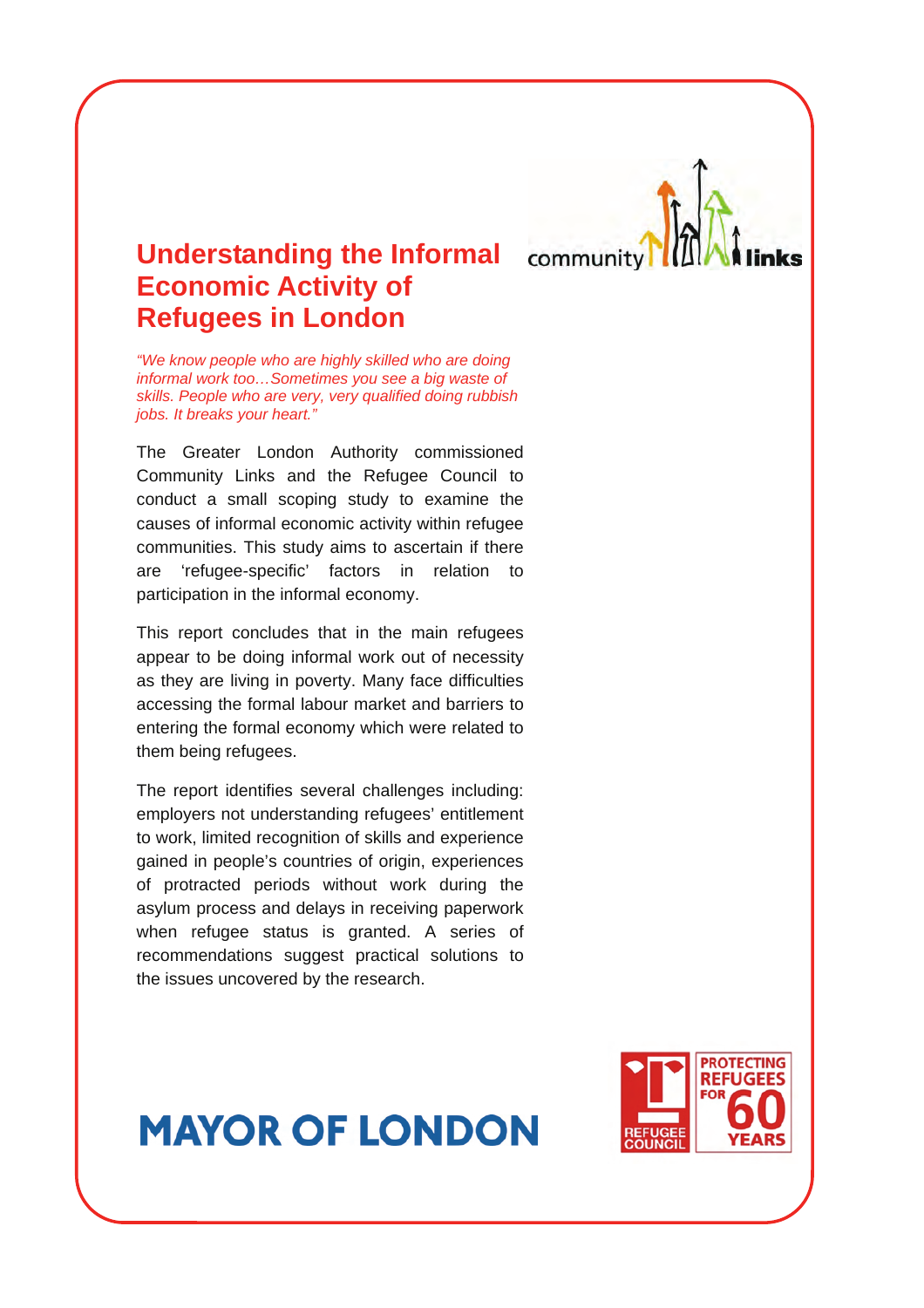# Understanding the Informal Economic Activity of Refugees in London

*"We know people who are highly skilled who are doing informal work too…Sometimes you see a big waste of skills. People who are very, very qualified doing rubbish jobs. It breaks your heart."*

The Greater London Authority commissioned Community Links and the Refugee Council to conduct a small scoping study to examine the causes of informal economic activity within refugee communities. This study aims to ascertain if there are 'refugee-specific' factors in relation to participation in the informal economy.

This report concludes that in the main refugees appear to be doing informal work out of necessity as they are living in poverty. Many face difficulties accessing the formal labour market and barriers to entering the formal economy which were related to them being refugees.

The report identifies several challenges including: employers not understanding refugees' entitlement to work, limited recognition of skills and experience gained in people's countries of origin, experiences of protracted periods without work during the asylum process and delays in receiving paperwork when refugee status is granted. A series of recommendations suggest practical solutions to the issues uncovered by the research.

community links

MAYOR OF LONDON

REFUGEE COUNCIL

PROTECTING REFUGEES FOR 60 YEARS